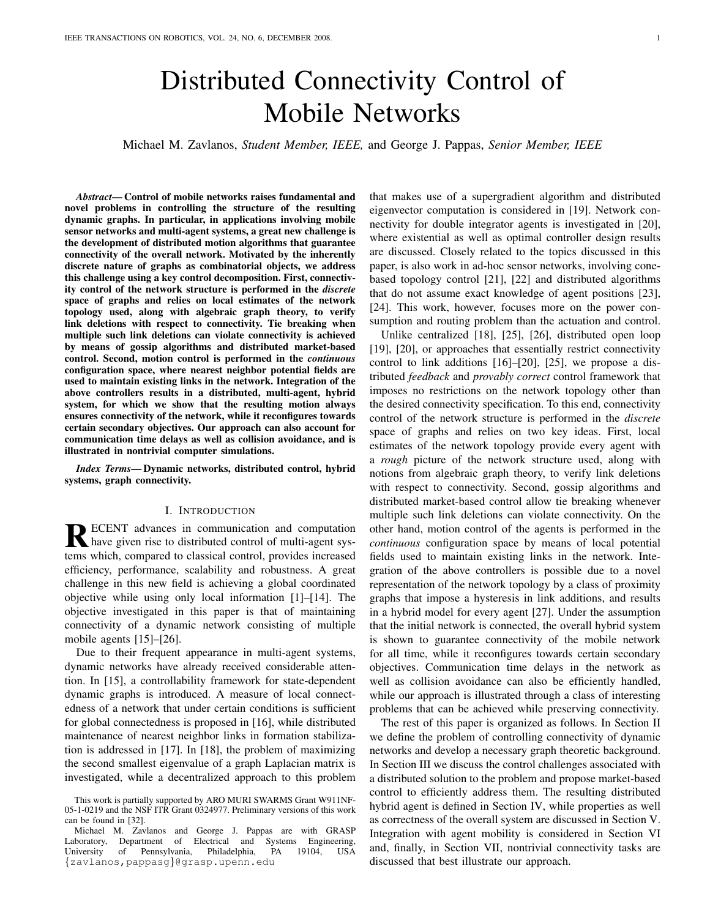# Distributed Connectivity Control of Mobile Networks

Michael M. Zavlanos, *Student Member, IEEE,* and George J. Pappas, *Senior Member, IEEE*

***Abstract*— Control of mobile networks raises fundamental and novel problems in controlling the structure of the resulting dynamic graphs. In particular, in applications involving mobile sensor networks and multi-agent systems, a great new challenge is the development of distributed motion algorithms that guarantee connectivity of the overall network. Motivated by the inherently discrete nature of graphs as combinatorial objects, we address this challenge using a key control decomposition. First, connectivity control of the network structure is performed in the *discrete* space of graphs and relies on local estimates of the network topology used, along with algebraic graph theory, to verify link deletions with respect to connectivity. Tie breaking when multiple such link deletions can violate connectivity is achieved by means of gossip algorithms and distributed market-based control. Second, motion control is performed in the *continuous* configuration space, where nearest neighbor potential fields are used to maintain existing links in the network. Integration of the above controllers results in a distributed, multi-agent, hybrid system, for which we show that the resulting motion always ensures connectivity of the network, while it reconfigures towards certain secondary objectives. Our approach can also account for communication time delays as well as collision avoidance, and is illustrated in nontrivial computer simulations.**

***Index Terms*— Dynamic networks, distributed control, hybrid systems, graph connectivity.**

## I. Introduction

Recent advances in communication and computation have given rise to distributed control of multi-agent systems which, compared to classical control, provides increased efficiency, performance, scalability and robustness. A great challenge in this new field is achieving a global coordinated objective while using only local information [1]–[14]. The objective investigated in this paper is that of maintaining connectivity of a dynamic network consisting of multiple mobile agents [15]–[26].

Due to their frequent appearance in multi-agent systems, dynamic networks have already received considerable attention. In [15], a controllability framework for state-dependent dynamic graphs is introduced. A measure of local connectedness of a network that under certain conditions is sufficient for global connectedness is proposed in [16], while distributed maintenance of nearest neighbor links in formation stabilization is addressed in [17]. In [18], the problem of maximizing the second smallest eigenvalue of a graph Laplacian matrix is investigated, while a decentralized approach to this problem that makes use of a supergradient algorithm and distributed eigenvector computation is considered in [19]. Network connectivity for double integrator agents is investigated in [20], where existential as well as optimal controller design results are discussed. Closely related to the topics discussed in this paper, is also work in ad-hoc sensor networks, involving cone-based topology control [21], [22] and distributed algorithms that do not assume exact knowledge of agent positions [23], [24]. This work, however, focuses more on the power consumption and routing problem than the actuation and control.

Unlike centralized [18], [25], [26], distributed open loop [19], [20], or approaches that essentially restrict connectivity control to link additions [16]–[20], [25], we propose a distributed *feedback* and *provably correct* control framework that imposes no restrictions on the network topology other than the desired connectivity specification. To this end, connectivity control of the network structure is performed in the *discrete* space of graphs and relies on two key ideas. First, local estimates of the network topology provide every agent with a *rough* picture of the network structure used, along with notions from algebraic graph theory, to verify link deletions with respect to connectivity. Second, gossip algorithms and distributed market-based control allow tie breaking whenever multiple such link deletions can violate connectivity. On the other hand, motion control of the agents is performed in the *continuous* configuration space by means of local potential fields used to maintain existing links in the network. Integration of the above controllers is possible due to a novel representation of the network topology by a class of proximity graphs that impose a hysteresis in link additions, and results in a hybrid model for every agent [27]. Under the assumption that the initial network is connected, the overall hybrid system is shown to guarantee connectivity of the mobile network for all time, while it reconfigures towards certain secondary objectives. Communication time delays in the network as well as collision avoidance can also be efficiently handled, while our approach is illustrated through a class of interesting problems that can be achieved while preserving connectivity.

The rest of this paper is organized as follows. In Section II we define the problem of controlling connectivity of dynamic networks and develop a necessary graph theoretic background. In Section III we discuss the control challenges associated with a distributed solution to the problem and propose market-based control to efficiently address them. The resulting distributed hybrid agent is defined in Section IV, while properties as well as correctness of the overall system are discussed in Section V. Integration with agent mobility is considered in Section VI and, finally, in Section VII, nontrivial connectivity tasks are discussed that best illustrate our approach.

This work is partially supported by ARO MURI SWARMS Grant W911NF-05-1-0219 and the NSF ITR Grant 0324977. Preliminary versions of this work can be found in [32].

Michael M. Zavlanos and George J. Pappas are with GRASP Laboratory, Department of Electrical and Systems Engineering, University of Pennsylvania, Philadelphia, PA 19104, USA {zavlanos,pappasg}@grasp.upenn.edu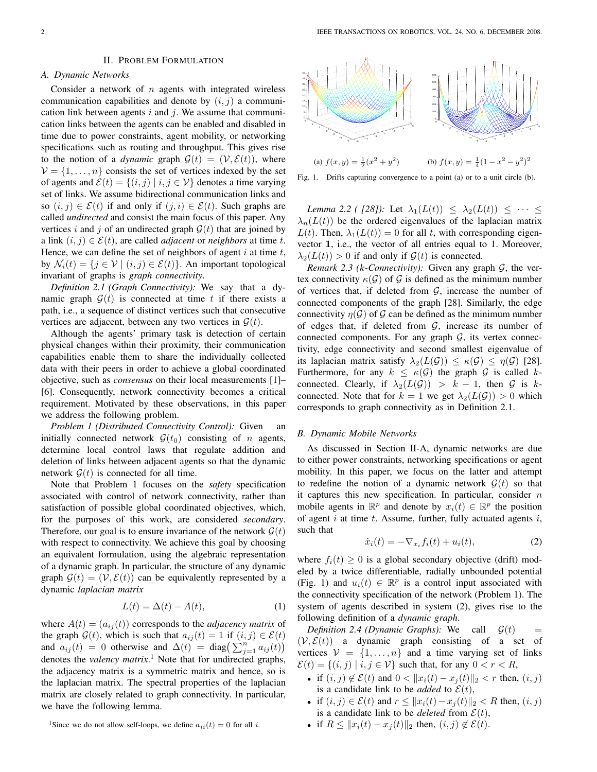## II. Problem Formulation

### A. Dynamic Networks

Consider a network of $n$ agents with integrated wireless communication capabilities and denote by $(i, j)$ a communication link between agents $i$ and $j$. We assume that communication links between the agents can be enabled and disabled in time due to power constraints, agent mobility, or networking specifications such as routing and throughput. This gives rise to the notion of a *dynamic* graph $\mathcal{G}(t) = (\mathcal{V}, \mathcal{E}(t))$, where $\mathcal{V} = \{1, \dots, n\}$ consists the set of vertices indexed by the set of agents and $\mathcal{E}(t) = \{(i,j) \mid i, j \in \mathcal{V}\}$ denotes a time varying set of links. We assume bidirectional communication links and so $(i,j) \in \mathcal{E}(t)$ if and only if $(j,i) \in \mathcal{E}(t)$. Such graphs are called *undirected* and consist the main focus of this paper. Any vertices $i$ and $j$ of an undirected graph $\mathcal{G}(t)$ that are joined by a link $(i,j) \in \mathcal{E}(t)$, are called *adjacent* or *neighbors* at time $t$. Hence, we can define the set of neighbors of agent $i$ at time $t$, by $\mathcal{N}_i(t) = \{j \in \mathcal{V} \mid (i,j) \in \mathcal{E}(t)\}$. An important topological invariant of graphs is *graph connectivity*.

*Definition 2.1 (Graph Connectivity):* We say that a dynamic graph $\mathcal{G}(t)$ is connected at time $t$ if there exists a path, i.e., a sequence of distinct vertices such that consecutive vertices are adjacent, between any two vertices in $\mathcal{G}(t)$.

Although the agents' primary task is detection of certain physical changes within their proximity, their communication capabilities enable them to share the individually collected data with their peers in order to achieve a global coordinated objective, such as *consensus* on their local measurements [1]–[6]. Consequently, network connectivity becomes a critical requirement. Motivated by these observations, in this paper we address the following problem.

*Problem 1 (Distributed Connectivity Control):* Given an initially connected network $\mathcal{G}(t_0)$ consisting of $n$ agents, determine local control laws that regulate addition and deletion of links between adjacent agents so that the dynamic network $\mathcal{G}(t)$ is connected for all time.

Note that Problem 1 focuses on the *safety* specification associated with control of network connectivity, rather than satisfaction of possible global coordinated objectives, which, for the purposes of this work, are considered *secondary*. Therefore, our goal is to ensure invariance of the network $\mathcal{G}(t)$ with respect to connectivity. We achieve this goal by choosing an equivalent formulation, using the algebraic representation of a dynamic graph. In particular, the structure of any dynamic graph $\mathcal{G}(t) = (\mathcal{V}, \mathcal{E}(t))$ can be equivalently represented by a dynamic *laplacian matrix*

$$L(t) = \Delta(t) - A(t), \tag{1}$$

where $A(t) = (a_{ij}(t))$ corresponds to the *adjacency matrix* of the graph $\mathcal{G}(t)$, which is such that $a_{ij}(t) = 1$ if $(i,j) \in \mathcal{E}(t)$ and $a_{ij}(t) = 0$ otherwise and $\Delta(t) = \text{diag}\big(\sum_{j=1}^n a_{ij}(t)\big)$ denotes the *valency matrix*.[1] Note that for undirected graphs, the adjacency matrix is a symmetric matrix and hence, so is the laplacian matrix. The spectral properties of the laplacian matrix are closely related to graph connectivity. In particular, we have the following lemma.

[1]Since we do not allow self-loops, we define $a_{ii}(t) = 0$ for all $i$.

(a) $f(x,y) = \frac{1}{2}(x^2 + y^2)$ (b) $f(x,y) = \frac{1}{4}(1 - x^2 - y^2)^2$

Fig. 1. Drifts capturing convergence to a point (a) or to a unit circle (b).

*Lemma 2.2 ( [28]):* Let $\lambda_1(L(t)) \leq \lambda_2(L(t)) \leq \cdots \leq \lambda_n(L(t))$ be the ordered eigenvalues of the laplacian matrix $L(t)$. Then, $\lambda_1(L(t)) = 0$ for all $t$, with corresponding eigenvector $\mathbf{1}$, i.e., the vector of all entries equal to 1. Moreover, $\lambda_2(L(t)) > 0$ if and only if $\mathcal{G}(t)$ is connected.

*Remark 2.3 (k-Connectivity):* Given any graph $\mathcal{G}$, the vertex connectivity $\kappa(\mathcal{G})$ of $\mathcal{G}$ is defined as the minimum number of vertices that, if deleted from $\mathcal{G}$, increase the number of connected components of the graph [28]. Similarly, the edge connectivity $\eta(\mathcal{G})$ of $\mathcal{G}$ can be defined as the minimum number of edges that, if deleted from $\mathcal{G}$, increase its number of connected components. For any graph $\mathcal{G}$, its vertex connectivity, edge connectivity and second smallest eigenvalue of its laplacian matrix satisfy $\lambda_2(L(\mathcal{G})) \leq \kappa(\mathcal{G}) \leq \eta(\mathcal{G})$ [28]. Furthermore, for any $k \leq \kappa(\mathcal{G})$ the graph $\mathcal{G}$ is called $k$-connected. Clearly, if $\lambda_2(L(\mathcal{G})) > k - 1$, then $\mathcal{G}$ is $k$-connected. Note that for $k = 1$ we get $\lambda_2(L(\mathcal{G})) > 0$ which corresponds to graph connectivity as in Definition 2.1.

### B. Dynamic Mobile Networks

As discussed in Section II-A, dynamic networks are due to either power constraints, networking specifications or agent mobility. In this paper, we focus on the latter and attempt to redefine the notion of a dynamic network $\mathcal{G}(t)$ so that it captures this new specification. In particular, consider $n$ mobile agents in $\mathbb{R}^p$ and denote by $x_i(t) \in \mathbb{R}^p$ the position of agent $i$ at time $t$. Assume, further, fully actuated agents $i$, such that

$$\dot{x}_i(t) = -\nabla_{x_i} f_i(t) + u_i(t), \tag{2}$$

where $f_i(t) \geq 0$ is a global secondary objective (drift) modeled by a twice differentiable, radially unbounded potential (Fig. 1) and $u_i(t) \in \mathbb{R}^p$ is a control input associated with the connectivity specification of the network (Problem 1). The system of agents described in system (2), gives rise to the following definition of a *dynamic graph*.

*Definition 2.4 (Dynamic Graphs):* We call $\mathcal{G}(t) = (\mathcal{V}, \mathcal{E}(t))$ a dynamic graph consisting of a set of vertices $\mathcal{V} = \{1, \dots, n\}$ and a time varying set of links $\mathcal{E}(t) = \{(i,j) \mid i, j \in \mathcal{V}\}$ such that, for any $0 < r < R$,

- if $(i,j) \notin \mathcal{E}(t)$ and $0 < \|x_i(t) - x_j(t)\|_2 < r$ then, $(i,j)$ is a candidate link to be *added* to $\mathcal{E}(t)$,
- if $(i,j) \in \mathcal{E}(t)$ and $r \leq \|x_i(t) - x_j(t)\|_2 < R$ then, $(i,j)$ is a candidate link to be *deleted* from $\mathcal{E}(t)$,
- if $R \leq \|x_i(t) - x_j(t)\|_2$ then, $(i,j) \notin \mathcal{E}(t)$.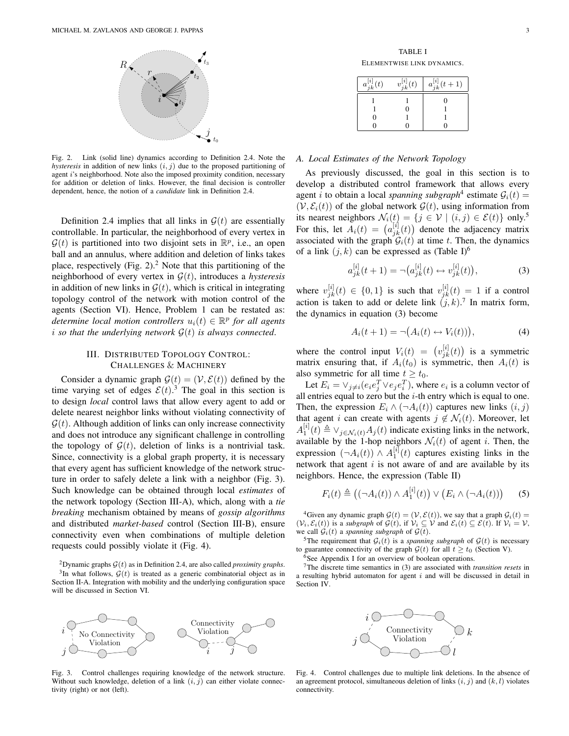Fig. 2. Link (solid line) dynamics according to Definition 2.4. Note the *hysteresis* in addition of new links $(i, j)$ due to the proposed partitioning of agent $i$'s neighborhood. Note also the imposed proximity condition, necessary for addition or deletion of links. However, the final decision is controller dependent, hence, the notion of a *candidate* link in Definition 2.4.

Definition 2.4 implies that all links in $\mathcal{G}(t)$ are essentially controllable. In particular, the neighborhood of every vertex in $\mathcal{G}(t)$ is partitioned into two disjoint sets in $\mathbb{R}^p$, i.e., an open ball and an annulus, where addition and deletion of links takes place, respectively (Fig. 2).[2] Note that this partitioning of the neighborhood of every vertex in $\mathcal{G}(t)$, introduces a *hysteresis* in addition of new links in $\mathcal{G}(t)$, which is critical in integrating topology control of the network with motion control of the agents (Section VI). Hence, Problem 1 can be restated as: *determine local motion controllers $u_i(t) \in \mathbb{R}^p$ for all agents $i$ so that the underlying network $\mathcal{G}(t)$ is always connected*.

## III. Distributed Topology Control: Challenges & Machinery

Consider a dynamic graph $\mathcal{G}(t) = (\mathcal{V}, \mathcal{E}(t))$ defined by the time varying set of edges $\mathcal{E}(t)$.[3] The goal in this section is to design *local* control laws that allow every agent to add or delete nearest neighbor links without violating connectivity of $\mathcal{G}(t)$. Although addition of links can only increase connectivity and does not introduce any significant challenge in controlling the topology of $\mathcal{G}(t)$, deletion of links is a nontrivial task. Since, connectivity is a global graph property, it is necessary that every agent has sufficient knowledge of the network structure in order to safely delete a link with a neighbor (Fig. 3). Such knowledge can be obtained through local *estimates* of the network topology (Section III-A), which, along with a *tie breaking* mechanism obtained by means of *gossip algorithms* and distributed *market-based* control (Section III-B), ensure connectivity even when combinations of multiple deletion requests could possibly violate it (Fig. 4).

[2]Dynamic graphs $\mathcal{G}(t)$ as in Definition 2.4, are also called *proximity graphs*.

[3]In what follows, $\mathcal{G}(t)$ is treated as a generic combinatorial object as in Section II-A. Integration with mobility and the underlying configuration space will be discussed in Section VI.

Fig. 3. Control challenges requiring knowledge of the network structure. Without such knowledge, deletion of a link $(i, j)$ can either violate connectivity (right) or not (left).

TABLE I
Elementwise link dynamics.

| $a_{jk}^{[i]}(t)$ | $v_{jk}^{[i]}(t)$ | $a_{jk}^{[i]}(t+1)$ |
|---|---|---|
| 1 | 1 | 0 |
| 1 | 0 | 1 |
| 0 | 1 | 1 |
| 0 | 0 | 0 |

### A. Local Estimates of the Network Topology

As previously discussed, the goal in this section is to develop a distributed control framework that allows every agent $i$ to obtain a local *spanning subgraph*[4] estimate $\mathcal{G}_i(t) = (\mathcal{V}, \mathcal{E}_i(t))$ of the global network $\mathcal{G}(t)$, using information from its nearest neighbors $\mathcal{N}_i(t) = \{j \in \mathcal{V} \mid (i, j) \in \mathcal{E}(t)\}$ only.[5] For this, let $A_i(t) = \big(a_{jk}^{[i]}(t)\big)$ denote the adjacency matrix associated with the graph $\mathcal{G}_i(t)$ at time $t$. Then, the dynamics of a link $(j, k)$ can be expressed as (Table I)[6]

$$a_{jk}^{[i]}(t+1) = \neg\big(a_{jk}^{[i]}(t) \leftrightarrow v_{jk}^{[i]}(t)\big), \tag{3}$$

where $v_{jk}^{[i]}(t) \in \{0, 1\}$ is such that $v_{jk}^{[i]}(t) = 1$ if a control action is taken to add or delete link $(j, k)$.[7] In matrix form, the dynamics in equation (3) become

$$A_i(t+1) = \neg\big(A_i(t) \leftrightarrow V_i(t)\big), \tag{4}$$

where the control input $V_i(t) = \big(v_{jk}^{[i]}(t)\big)$ is a symmetric matrix ensuring that, if $A_i(t_0)$ is symmetric, then $A_i(t)$ is also symmetric for all time $t \geq t_0$.

Let $E_i = \vee_{j \neq i}(e_i e_j^T \vee e_j e_i^T)$, where $e_i$ is a column vector of all entries equal to zero but the $i$-th entry which is equal to one. Then, the expression $E_i \wedge (\neg A_i(t))$ captures new links $(i, j)$ that agent $i$ can create with agents $j \notin \mathcal{N}_i(t)$. Moreover, let $A_1^{[i]}(t) \triangleq \vee_{j \in \mathcal{N}_i(t)} A_j(t)$ indicate existing links in the network, available by the 1-hop neighbors $\mathcal{N}_i(t)$ of agent $i$. Then, the expression $(\neg A_i(t)) \wedge A_1^{[i]}(t)$ captures existing links in the network that agent $i$ is not aware of and are available by its neighbors. Hence, the expression (Table II)

$$F_i(t) \triangleq \big((\neg A_i(t)) \wedge A_1^{[i]}(t)\big) \vee \big(E_i \wedge (\neg A_i(t))\big) \tag{5}$$

[4]Given any dynamic graph $\mathcal{G}(t) = (\mathcal{V}, \mathcal{E}(t))$, we say that a graph $\mathcal{G}_i(t) = (\mathcal{V}_i, \mathcal{E}_i(t))$ is a *subgraph* of $\mathcal{G}(t)$, if $\mathcal{V}_i \subseteq \mathcal{V}$ and $\mathcal{E}_i(t) \subseteq \mathcal{E}(t)$. If $\mathcal{V}_i = \mathcal{V}$, we call $\mathcal{G}_i(t)$ a *spanning subgraph* of $\mathcal{G}(t)$.

[5]The requirement that $\mathcal{G}_i(t)$ is a *spanning subgraph* of $\mathcal{G}(t)$ is necessary to guarantee connectivity of the graph $\mathcal{G}(t)$ for all $t \geq t_0$ (Section V).

[6]See Appendix I for an overview of boolean operations.

[7]The discrete time semantics in (3) are associated with *transition resets* in a resulting hybrid automaton for agent $i$ and will be discussed in detail in Section IV.

Fig. 4. Control challenges due to multiple link deletions. In the absence of an agreement protocol, simultaneous deletion of links $(i, j)$ and $(k, l)$ violates connectivity.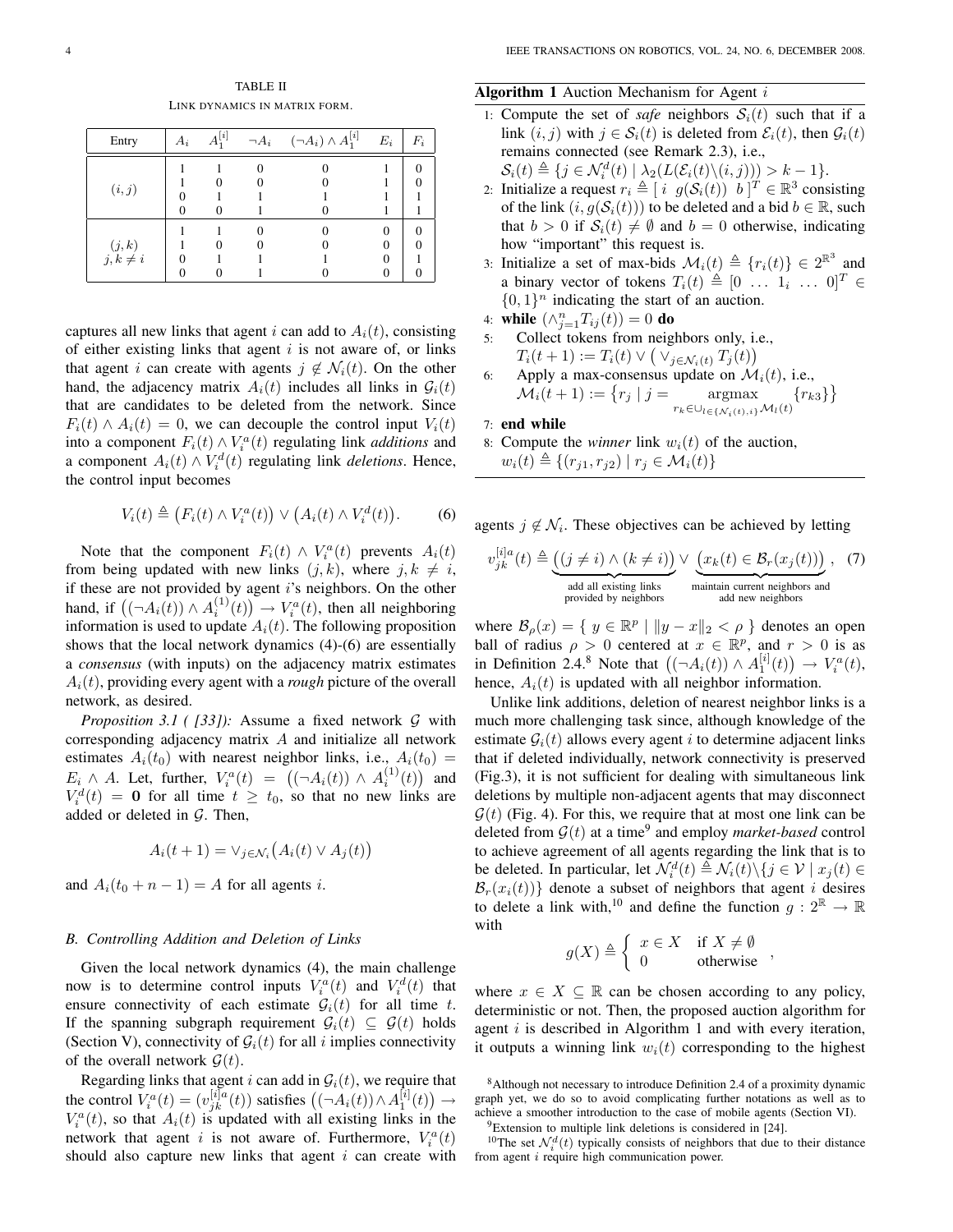TABLE II
LINK DYNAMICS IN MATRIX FORM.

| Entry | $A_i$ | $A_1^{[i]}$ | $\neg A_i$ | $(\neg A_i) \wedge A_1^{[i]}$ | $E_i$ | $F_i$ |
|---|---|---|---|---|---|---|
| $(i,j)$ | 1 | 1 | 0 | 0 | 1 | 0 |
| | 1 | 0 | 0 | 0 | 1 | 0 |
| | 0 | 1 | 1 | 1 | 1 | 1 |
| | 0 | 0 | 1 | 0 | 1 | 1 |
| $(j,k)$ $j,k \neq i$ | 1 | 1 | 0 | 0 | 0 | 0 |
| | 1 | 0 | 0 | 0 | 0 | 0 |
| | 0 | 1 | 1 | 1 | 0 | 1 |
| | 0 | 0 | 1 | 0 | 0 | 0 |

captures all new links that agent $i$ can add to $A_i(t)$, consisting of either existing links that agent $i$ is not aware of, or links that agent $i$ can create with agents $j \in \mathcal{N}_i(t)$. On the other hand, the adjacency matrix $A_i(t)$ includes all links in $\mathcal{G}_i(t)$ that are candidates to be deleted from the network. Since $F_i(t) \wedge A_i(t) = 0$, we can decouple the control input $V_i(t)$ into a component $F_i(t) \wedge V_i^a(t)$ regulating link *additions* and a component $A_i(t) \wedge V_i^d(t)$ regulating link *deletions*. Hence, the control input becomes

$$V_i(t) \triangleq \big(F_i(t) \wedge V_i^a(t)\big) \vee \big(A_i(t) \wedge V_i^d(t)\big). \tag{6}$$

Note that the component $F_i(t) \wedge V_i^a(t)$ prevents $A_i(t)$ from being updated with new links $(j,k)$, where $j,k \neq i$, if these are not provided by agent $i$'s neighbors. On the other hand, if $\big((\neg A_i(t)) \wedge A_i^{(1)}(t)\big) \rightarrow V_i^a(t)$, then all neighboring information is used to update $A_i(t)$. The following proposition shows that the local network dynamics (4)-(6) are essentially a *consensus* (with inputs) on the adjacency matrix estimates $A_i(t)$, providing every agent with a *rough* picture of the overall network, as desired.

*Proposition 3.1 ( [33]):* Assume a fixed network $\mathcal{G}$ with corresponding adjacency matrix $A$ and initialize all network estimates $A_i(t_0)$ with nearest neighbor links, i.e., $A_i(t_0) = E_i \wedge A$. Let, further, $V_i^a(t) = \big((\neg A_i(t)) \wedge A_1^{(1)}(t)\big)$ and $V_i^d(t) = \mathbf{0}$ for all time $t \geq t_0$, so that no new links are added or deleted in $\mathcal{G}$. Then,

$$A_i(t+1) = \vee_{j \in \mathcal{N}_i}\big(A_i(t) \vee A_j(t)\big)$$

and $A_i(t_0 + n - 1) = A$ for all agents $i$.

### B. Controlling Addition and Deletion of Links

Given the local network dynamics (4), the main challenge now is to determine control inputs $V_i^a(t)$ and $V_i^d(t)$ that ensure connectivity of each estimate $\mathcal{G}_i(t)$ for all time $t$. If the spanning subgraph requirement $\mathcal{G}_i(t) \subseteq \mathcal{G}(t)$ holds (Section V), connectivity of $\mathcal{G}_i(t)$ for all $i$ implies connectivity of the overall network $\mathcal{G}(t)$.

Regarding links that agent $i$ can add in $\mathcal{G}_i(t)$, we require that the control $V_i^a(t) = (v_{jk}^{[i]a}(t))$ satisfies $\big((\neg A_i(t)) \wedge A_1^{[i]}(t)\big) \rightarrow V_i^a(t)$, so that $A_i(t)$ is updated with all existing links in the network that agent $i$ is not aware of. Furthermore, $V_i^a(t)$ should also capture new links that agent $i$ can create with

**Algorithm 1** Auction Mechanism for Agent $i$

1: Compute the set of *safe* neighbors $\mathcal{S}_i(t)$ such that if a link $(i,j)$ with $j \in \mathcal{S}_i(t)$ is deleted from $\mathcal{E}_i(t)$, then $\mathcal{G}_i(t)$ remains connected (see Remark 2.3), i.e.,
$\mathcal{S}_i(t) \triangleq \{j \in \mathcal{N}_i^d(t) \mid \lambda_2(L(\mathcal{E}_i(t) \backslash (i,j))) > k-1\}$.
2: Initialize a request $r_i \triangleq [\, i \;\; g(\mathcal{S}_i(t)) \;\; b \,]^T \in \mathbb{R}^3$ consisting of the link $(i, g(\mathcal{S}_i(t)))$ to be deleted and a bid $b \in \mathbb{R}$, such that $b > 0$ if $\mathcal{S}_i(t) \neq \emptyset$ and $b = 0$ otherwise, indicating how "important" this request is.
3: Initialize a set of max-bids $\mathcal{M}_i(t) \triangleq \{r_i(t)\} \in 2^{\mathbb{R}^3}$ and a binary vector of tokens $T_i(t) \triangleq [0 \; \dots \; 1_i \; \dots \; 0]^T \in \{0,1\}^n$ indicating the start of an auction.
4: **while** $(\wedge_{j=1}^n T_{ij}(t)) = 0$ **do**
5: Collect tokens from neighbors only, i.e.,
$T_i(t+1) := T_i(t) \vee \big(\vee_{j \in \mathcal{N}_i(t)} T_j(t)\big)$
6: Apply a max-consensus update on $\mathcal{M}_i(t)$, i.e.,
$\mathcal{M}_i(t+1) := \big\{r_j \mid j = \underset{r_k \in \cup_{l \in \{\mathcal{N}_i(t), i\}} \mathcal{M}_l(t)}{\operatorname{argmax}} \{r_{k3}\}\big\}$
7: **end while**
8: Compute the *winner* link $w_i(t)$ of the auction,
$w_i(t) \triangleq \{(r_{j1}, r_{j2}) \mid r_j \in \mathcal{M}_i(t)\}$

agents $j \notin \mathcal{N}_i$. These objectives can be achieved by letting

$$v_{jk}^{[i]a}(t) \triangleq \underbrace{\big((j \neq i) \wedge (k \neq i)\big)}_{\text{add all existing links provided by neighbors}} \vee \underbrace{\big(x_k(t) \in \mathcal{B}_r(x_j(t))\big)}_{\text{maintain current neighbors and add new neighbors}}, \tag{7}$$

where $\mathcal{B}_\rho(x) = \{\, y \in \mathbb{R}^p \mid \|y - x\|_2 < \rho \,\}$ denotes an open ball of radius $\rho > 0$ centered at $x \in \mathbb{R}^p$, and $r > 0$ is as in Definition 2.4.[8] Note that $\big((\neg A_i(t)) \wedge A_1^{[i]}(t)\big) \rightarrow V_i^a(t)$, hence, $A_i(t)$ is updated with all neighbor information.

Unlike link additions, deletion of nearest neighbor links is a much more challenging task since, although knowledge of the estimate $\mathcal{G}_i(t)$ allows every agent $i$ to determine adjacent links that if deleted individually, network connectivity is preserved (Fig.3), it is not sufficient for dealing with simultaneous link deletions by multiple non-adjacent agents that may disconnect $\mathcal{G}(t)$ (Fig. 4). For this, we require that at most one link can be deleted from $\mathcal{G}(t)$ at a time[9] and employ *market-based* control to achieve agreement of all agents regarding the link that is to be deleted. In particular, let $\mathcal{N}_i^d(t) \triangleq \mathcal{N}_i(t) \backslash \{j \in \mathcal{V} \mid x_j(t) \in \mathcal{B}_r(x_i(t))\}$ denote a subset of neighbors that agent $i$ desires to delete a link with,[10] and define the function $g : 2^{\mathbb{R}} \rightarrow \mathbb{R}$ with

$$g(X) \triangleq \begin{cases} x \in X & \text{if } X \neq \emptyset \\ 0 & \text{otherwise} \end{cases},$$

where $x \in X \subseteq \mathbb{R}$ can be chosen according to any policy, deterministic or not. Then, the proposed auction algorithm for agent $i$ is described in Algorithm 1 and with every iteration, it outputs a winning link $w_i(t)$ corresponding to the highest

[8] Although not necessary to introduce Definition 2.4 of a proximity dynamic graph yet, we do so to avoid complicating further notations as well as to achieve a smoother introduction to the case of mobile agents (Section VI).

[9] Extension to multiple link deletions is considered in [24].

[10] The set $\mathcal{N}_i^d(t)$ typically consists of neighbors that due to their distance from agent $i$ require high communication power.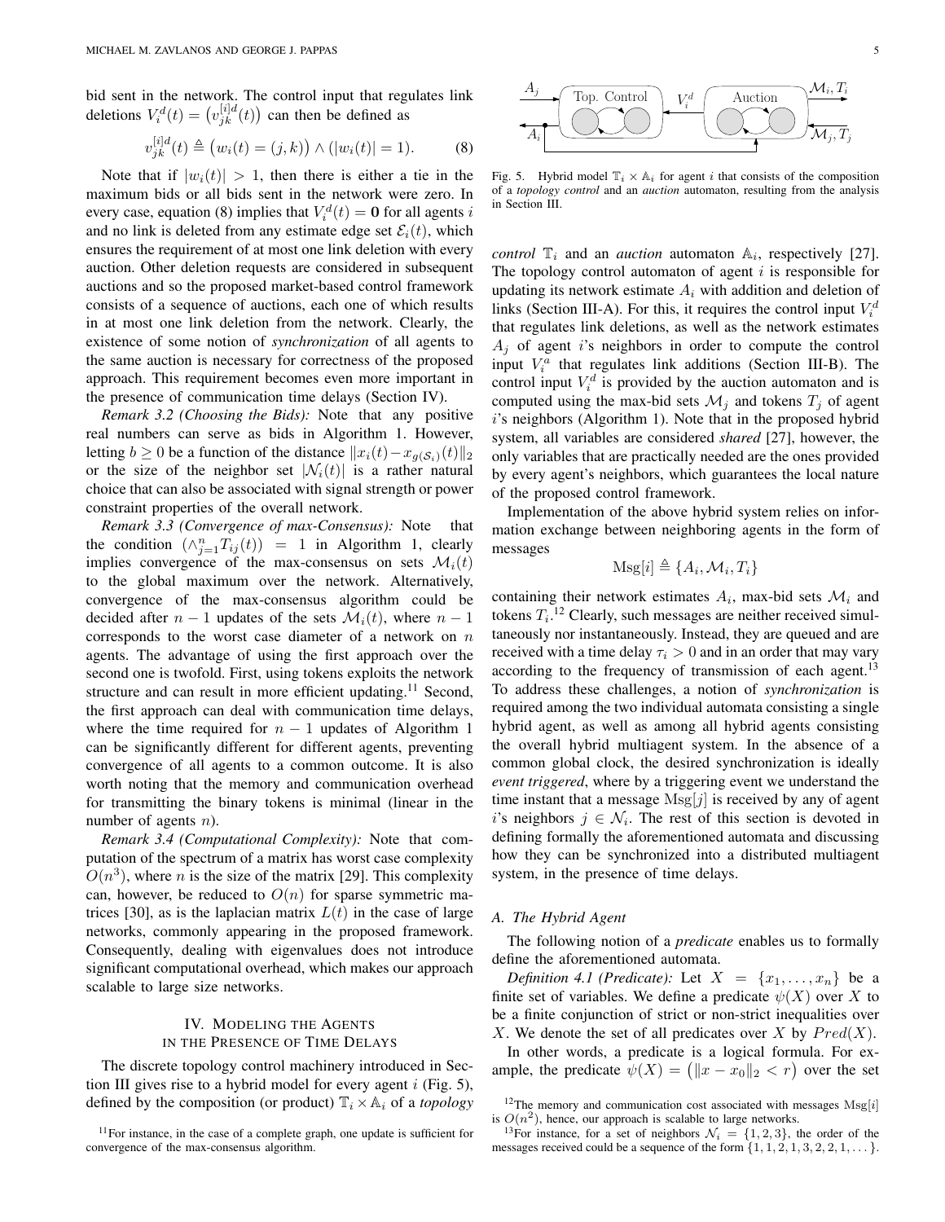bid sent in the network. The control input that regulates link deletions $V_i^d(t) = \left(v_{jk}^{[i]d}(t)\right)$ can then be defined as

$$v_{jk}^{[i]d}(t) \triangleq \left(w_i(t) = (j,k)\right) \wedge (|w_i(t)| = 1). \tag{8}$$

Note that if $|w_i(t)| > 1$, then there is either a tie in the maximum bids or all bids sent in the network were zero. In every case, equation (8) implies that $V_i^d(t) = \mathbf{0}$ for all agents $i$ and no link is deleted from any estimate edge set $\mathcal{E}_i(t)$, which ensures the requirement of at most one link deletion with every auction. Other deletion requests are considered in subsequent auctions and so the proposed market-based control framework consists of a sequence of auctions, each one of which results in at most one link deletion from the network. Clearly, the existence of some notion of *synchronization* of all agents to the same auction is necessary for correctness of the proposed approach. This requirement becomes even more important in the presence of communication time delays (Section IV).

*Remark 3.2 (Choosing the Bids):* Note that any positive real numbers can serve as bids in Algorithm 1. However, letting $b \geq 0$ be a function of the distance $\|x_i(t) - x_{g(\mathcal{S}_i)}(t)\|_2$ or the size of the neighbor set $|\mathcal{N}_i(t)|$ is a rather natural choice that can also be associated with signal strength or power constraint properties of the overall network.

*Remark 3.3 (Convergence of max-Consensus):* Note that the condition $(\wedge_{j=1}^n T_{ij}(t)) = 1$ in Algorithm 1, clearly implies convergence of the max-consensus on sets $\mathcal{M}_i(t)$ to the global maximum over the network. Alternatively, convergence of the max-consensus algorithm could be decided after $n-1$ updates of the sets $\mathcal{M}_i(t)$, where $n-1$ corresponds to the worst case diameter of a network on $n$ agents. The advantage of using the first approach over the second one is twofold. First, using tokens exploits the network structure and can result in more efficient updating.[11] Second, the first approach can deal with communication time delays, where the time required for $n-1$ updates of Algorithm 1 can be significantly different for different agents, preventing convergence of all agents to a common outcome. It is also worth noting that the memory and communication overhead for transmitting the binary tokens is minimal (linear in the number of agents $n$).

*Remark 3.4 (Computational Complexity):* Note that computation of the spectrum of a matrix has worst case complexity $O(n^3)$, where $n$ is the size of the matrix [29]. This complexity can, however, be reduced to $O(n)$ for sparse symmetric matrices [30], as is the laplacian matrix $L(t)$ in the case of large networks, commonly appearing in the proposed framework. Consequently, dealing with eigenvalues does not introduce significant computational overhead, which makes our approach scalable to large size networks.

## IV. Modeling the Agents in the Presence of Time Delays

The discrete topology control machinery introduced in Section III gives rise to a hybrid model for every agent $i$ (Fig. 5), defined by the composition (or product) $\mathbb{T}_i \times \mathbb{A}_i$ of a *topology control* $\mathbb{T}_i$ and an *auction* automaton $\mathbb{A}_i$, respectively [27]. The topology control automaton of agent $i$ is responsible for updating its network estimate $A_i$ with addition and deletion of links (Section III-A). For this, it requires the control input $V_i^d$ that regulates link deletions, as well as the network estimates $A_j$ of agent $i$'s neighbors in order to compute the control input $V_i^a$ that regulates link additions (Section III-B). The control input $V_i^d$ is provided by the auction automaton and is computed using the max-bid sets $\mathcal{M}_j$ and tokens $T_j$ of agent $i$'s neighbors (Algorithm 1). Note that in the proposed hybrid system, all variables are considered *shared* [27], however, the only variables that are practically needed are the ones provided by every agent's neighbors, which guarantees the local nature of the proposed control framework.

Fig. 5. Hybrid model $\mathbb{T}_i \times \mathbb{A}_i$ for agent $i$ that consists of the composition of a *topology control* and an *auction* automaton, resulting from the analysis in Section III.

Implementation of the above hybrid system relies on information exchange between neighboring agents in the form of messages

$$\mathrm{Msg}[i] \triangleq \{A_i, \mathcal{M}_i, T_i\}$$

containing their network estimates $A_i$, max-bid sets $\mathcal{M}_i$ and tokens $T_i$.[12] Clearly, such messages are neither received simultaneously nor instantaneously. Instead, they are queued and are received with a time delay $\tau_i > 0$ and in an order that may vary according to the frequency of transmission of each agent.[13] To address these challenges, a notion of *synchronization* is required among the two individual automata consisting a single hybrid agent, as well as among all hybrid agents consisting the overall hybrid multiagent system. In the absence of a common global clock, the desired synchronization is ideally *event triggered*, where by a triggering event we understand the time instant that a message $\mathrm{Msg}[j]$ is received by any of agent $i$'s neighbors $j \in \mathcal{N}_i$. The rest of this section is devoted in defining formally the aforementioned automata and discussing how they can be synchronized into a distributed multiagent system, in the presence of time delays.

### A. The Hybrid Agent

The following notion of a *predicate* enables us to formally define the aforementioned automata.

*Definition 4.1 (Predicate):* Let $X = \{x_1, \dots, x_n\}$ be a finite set of variables. We define a predicate $\psi(X)$ over $X$ to be a finite conjunction of strict or non-strict inequalities over $X$. We denote the set of all predicates over $X$ by $Pred(X)$.

In other words, a predicate is a logical formula. For example, the predicate $\psi(X) = \left(\|x - x_0\|_2 < r\right)$ over the set

[11] For instance, in the case of a complete graph, one update is sufficient for convergence of the max-consensus algorithm.

[12] The memory and communication cost associated with messages $\mathrm{Msg}[i]$ is $O(n^2)$, hence, our approach is scalable to large networks.

[13] For instance, for a set of neighbors $\mathcal{N}_i = \{1, 2, 3\}$, the order of the messages received could be a sequence of the form $\{1, 1, 2, 1, 3, 2, 2, 1, \dots\}$.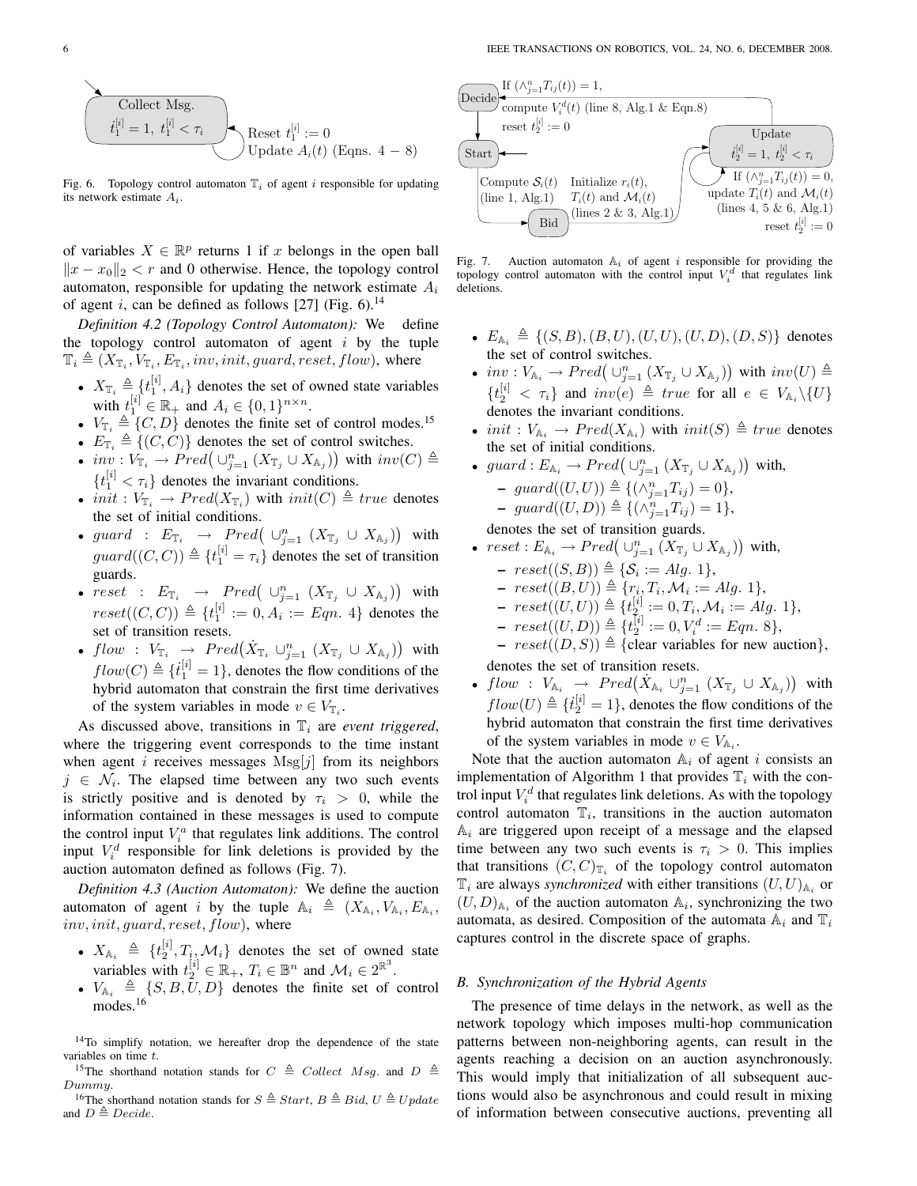Fig. 6. Topology control automaton $\mathbb{T}_i$ of agent $i$ responsible for updating its network estimate $A_i$.

of variables $X \in \mathbb{R}^p$ returns 1 if $x$ belongs in the open ball $\|x - x_0\|_2 < r$ and 0 otherwise. Hence, the topology control automaton, responsible for updating the network estimate $A_i$ of agent $i$, can be defined as follows [27] (Fig. 6).[14]

*Definition 4.2 (Topology Control Automaton):* We define the topology control automaton of agent $i$ by the tuple $\mathbb{T}_i \triangleq (X_{\mathbb{T}_i}, V_{\mathbb{T}_i}, E_{\mathbb{T}_i}, inv, init, guard, reset, flow)$, where

- $X_{\mathbb{T}_i} \triangleq \{t_1^{[i]}, A_i\}$ denotes the set of owned state variables with $t_1^{[i]} \in \mathbb{R}_+$ and $A_i \in \{0,1\}^{n \times n}$.
- $V_{\mathbb{T}_i} \triangleq \{C, D\}$ denotes the finite set of control modes.[15]
- $E_{\mathbb{T}_i} \triangleq \{(C, C)\}$ denotes the set of control switches.
- $inv : V_{\mathbb{T}_i} \to Pred\big(\cup_{j=1}^n (X_{\mathbb{T}_j} \cup X_{\mathbb{A}_j})\big)$ with $inv(C) \triangleq \{t_1^{[i]} < \tau_i\}$ denotes the invariant conditions.
- $init : V_{\mathbb{T}_i} \to Pred(X_{\mathbb{T}_i})$ with $init(C) \triangleq true$ denotes the set of initial conditions.
- $guard : E_{\mathbb{T}_i} \to Pred\big(\cup_{j=1}^n (X_{\mathbb{T}_j} \cup X_{\mathbb{A}_j})\big)$ with $guard((C, C)) \triangleq \{t_1^{[i]} = \tau_i\}$ denotes the set of transition guards.
- $reset : E_{\mathbb{T}_i} \to Pred\big(\cup_{j=1}^n (X_{\mathbb{T}_j} \cup X_{\mathbb{A}_j})\big)$ with $reset((C, C)) \triangleq \{t_1^{[i]} := 0, A_i := Eqn.\ 4\}$ denotes the set of transition resets.
- $flow : V_{\mathbb{T}_i} \to Pred\big(\dot{X}_{\mathbb{T}_i} \cup_{j=1}^n (X_{\mathbb{T}_j} \cup X_{\mathbb{A}_j})\big)$ with $flow(C) \triangleq \{\dot{t}_1^{[i]} = 1\}$, denotes the flow conditions of the hybrid automaton that constrain the first time derivatives of the system variables in mode $v \in V_{\mathbb{T}_i}$.

As discussed above, transitions in $\mathbb{T}_i$ are *event triggered*, where the triggering event corresponds to the time instant when agent $i$ receives messages $\text{Msg}[j]$ from its neighbors $j \in \mathcal{N}_i$. The elapsed time between any two such events is strictly positive and is denoted by $\tau_i > 0$, while the information contained in these messages is used to compute the control input $V_i^a$ that regulates link additions. The control input $V_i^d$ responsible for link deletions is provided by the auction automaton defined as follows (Fig. 7).

*Definition 4.3 (Auction Automaton):* We define the auction automaton of agent $i$ by the tuple $\mathbb{A}_i \triangleq (X_{\mathbb{A}_i}, V_{\mathbb{A}_i}, E_{\mathbb{A}_i}, inv, init, guard, reset, flow)$, where

- $X_{\mathbb{A}_i} \triangleq \{t_2^{[i]}, T_i, \mathcal{M}_i\}$ denotes the set of owned state variables with $t_2^{[i]} \in \mathbb{R}_+$, $T_i \in \mathbb{B}^n$ and $\mathcal{M}_i \in 2^{\mathbb{R}^3}$.
- $V_{\mathbb{A}_i} \triangleq \{S, B, U, D\}$ denotes the finite set of control modes.[16]

Fig. 7. Auction automaton $\mathbb{A}_i$ of agent $i$ responsible for providing the topology control automaton with the control input $V_i^d$ that regulates link deletions.

- $E_{\mathbb{A}_i} \triangleq \{(S, B), (B, U), (U, U), (U, D), (D, S)\}$ denotes the set of control switches.
- $inv : V_{\mathbb{A}_i} \to Pred\big(\cup_{j=1}^n (X_{\mathbb{T}_j} \cup X_{\mathbb{A}_j})\big)$ with $inv(U) \triangleq \{t_2^{[i]} < \tau_i\}$ and $inv(e) \triangleq true$ for all $e \in V_{\mathbb{A}_i} \backslash \{U\}$ denotes the invariant conditions.
- $init : V_{\mathbb{A}_i} \to Pred(X_{\mathbb{A}_i})$ with $init(S) \triangleq true$ denotes the set of initial conditions.
- $guard : E_{\mathbb{A}_i} \to Pred\big(\cup_{j=1}^n (X_{\mathbb{T}_j} \cup X_{\mathbb{A}_j})\big)$ with,
  - $guard((U, U)) \triangleq \{(\wedge_{j=1}^n T_{ij}) = 0\}$,
  - $guard((U, D)) \triangleq \{(\wedge_{j=1}^n T_{ij}) = 1\}$,

  denotes the set of transition guards.
- $reset : E_{\mathbb{A}_i} \to Pred\big(\cup_{j=1}^n (X_{\mathbb{T}_j} \cup X_{\mathbb{A}_j})\big)$ with,
  - $reset((S, B)) \triangleq \{\mathcal{S}_i := Alg.\ 1\}$,
  - $reset((B, U)) \triangleq \{r_i, T_i, \mathcal{M}_i := Alg.\ 1\}$,
  - $reset((U, U)) \triangleq \{t_2^{[i]} := 0, T_i, \mathcal{M}_i := Alg.\ 1\}$,
  - $reset((U, D)) \triangleq \{t_2^{[i]} := 0, V_i^d := Eqn.\ 8\}$,
  - $reset((D, S)) \triangleq \{\text{clear variables for new auction}\}$,

  denotes the set of transition resets.
- $flow : V_{\mathbb{A}_i} \to Pred\big(\dot{X}_{\mathbb{A}_i} \cup_{j=1}^n (X_{\mathbb{T}_j} \cup X_{\mathbb{A}_j})\big)$ with $flow(U) \triangleq \{\dot{t}_2^{[i]} = 1\}$, denotes the flow conditions of the hybrid automaton that constrain the first time derivatives of the system variables in mode $v \in V_{\mathbb{A}_i}$.

Note that the auction automaton $\mathbb{A}_i$ of agent $i$ consists an implementation of Algorithm 1 that provides $\mathbb{T}_i$ with the control input $V_i^d$ that regulates link deletions. As with the topology control automaton $\mathbb{T}_i$, transitions in the auction automaton $\mathbb{A}_i$ are triggered upon receipt of a message and the elapsed time between any two such events is $\tau_i > 0$. This implies that transitions $(C, C)_{\mathbb{T}_i}$ of the topology control automaton $\mathbb{T}_i$ are always *synchronized* with either transitions $(U, U)_{\mathbb{A}_i}$ or $(U, D)_{\mathbb{A}_i}$ of the auction automaton $\mathbb{A}_i$, synchronizing the two automata, as desired. Composition of the automata $\mathbb{A}_i$ and $\mathbb{T}_i$ captures control in the discrete space of graphs.

### B. Synchronization of the Hybrid Agents

The presence of time delays in the network, as well as the network topology which imposes multi-hop communication patterns between non-neighboring agents, can result in the agents reaching a decision on an auction asynchronously. This would imply that initialization of all subsequent auctions would also be asynchronous and could result in mixing of information between consecutive auctions, preventing all

[14] To simplify notation, we hereafter drop the dependence of the state variables on time $t$.

[15] The shorthand notation stands for $C \triangleq Collect\ Msg.$ and $D \triangleq Dummy$.

[16] The shorthand notation stands for $S \triangleq Start$, $B \triangleq Bid$, $U \triangleq Update$ and $D \triangleq Decide$.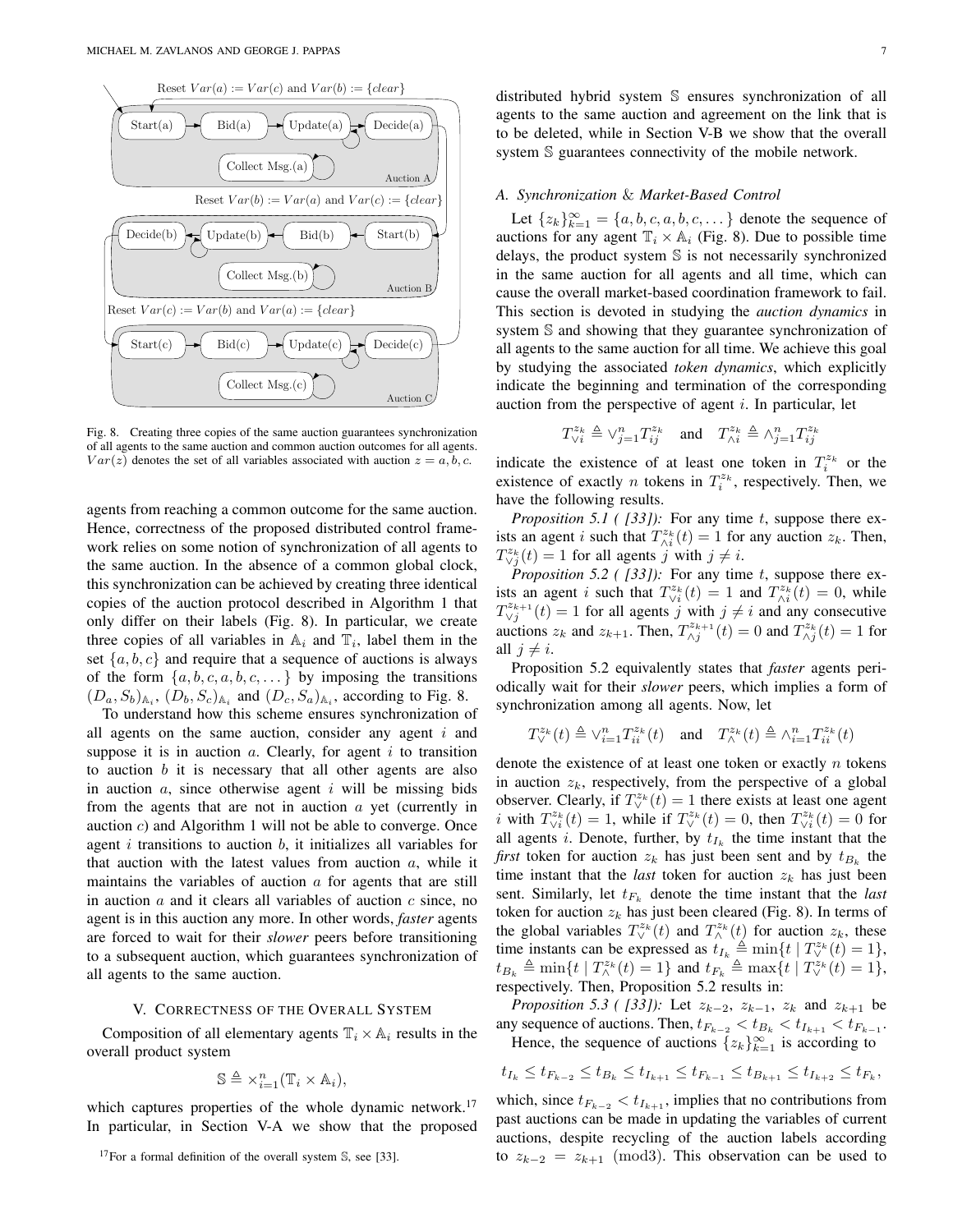Fig. 8. Creating three copies of the same auction guarantees synchronization of all agents to the same auction and common auction outcomes for all agents. $Var(z)$ denotes the set of all variables associated with auction $z = a, b, c$.

agents from reaching a common outcome for the same auction. Hence, correctness of the proposed distributed control framework relies on some notion of synchronization of all agents to the same auction. In the absence of a common global clock, this synchronization can be achieved by creating three identical copies of the auction protocol described in Algorithm 1 that only differ on their labels (Fig. 8). In particular, we create three copies of all variables in $\mathbb{A}_i$ and $\mathbb{T}_i$, label them in the set $\{a, b, c\}$ and require that a sequence of auctions is always of the form $\{a, b, c, a, b, c, \dots\}$ by imposing the transitions $(D_a, S_b)_{\mathbb{A}_i}$, $(D_b, S_c)_{\mathbb{A}_i}$ and $(D_c, S_a)_{\mathbb{A}_i}$, according to Fig. 8.

To understand how this scheme ensures synchronization of all agents on the same auction, consider any agent $i$ and suppose it is in auction $a$. Clearly, for agent $i$ to transition to auction $b$ it is necessary that all other agents are also in auction $a$, since otherwise agent $i$ will be missing bids from the agents that are not in auction $a$ yet (currently in auction $c$) and Algorithm 1 will not be able to converge. Once agent $i$ transitions to auction $b$, it initializes all variables for that auction with the latest values from auction $a$, while it maintains the variables of auction $a$ for agents that are still in auction $a$ and it clears all variables of auction $c$ since, no agent is in this auction any more. In other words, *faster* agents are forced to wait for their *slower* peers before transitioning to a subsequent auction, which guarantees synchronization of all agents to the same auction.

## V. Correctness of the Overall System

Composition of all elementary agents $\mathbb{T}_i \times \mathbb{A}_i$ results in the overall product system

$$\mathbb{S} \triangleq \times_{i=1}^{n} (\mathbb{T}_i \times \mathbb{A}_i),$$

which captures properties of the whole dynamic network.[17] In particular, in Section V-A we show that the proposed distributed hybrid system $\mathbb{S}$ ensures synchronization of all agents to the same auction and agreement on the link that is to be deleted, while in Section V-B we show that the overall system $\mathbb{S}$ guarantees connectivity of the mobile network.

[17] For a formal definition of the overall system $\mathbb{S}$, see [33].

### A. *Synchronization* & *Market-Based Control*

Let $\{z_k\}_{k=1}^{\infty} = \{a, b, c, a, b, c, \dots\}$ denote the sequence of auctions for any agent $\mathbb{T}_i \times \mathbb{A}_i$ (Fig. 8). Due to possible time delays, the product system $\mathbb{S}$ is not necessarily synchronized in the same auction for all agents and all time, which can cause the overall market-based coordination framework to fail. This section is devoted in studying the *auction dynamics* in system $\mathbb{S}$ and showing that they guarantee synchronization of all agents to the same auction for all time. We achieve this goal by studying the associated *token dynamics*, which explicitly indicate the beginning and termination of the corresponding auction from the perspective of agent $i$. In particular, let

$$T_{\vee i}^{z_k} \triangleq \vee_{j=1}^{n} T_{ij}^{z_k} \quad \text{and} \quad T_{\wedge i}^{z_k} \triangleq \wedge_{j=1}^{n} T_{ij}^{z_k}$$

indicate the existence of at least one token in $T_i^{z_k}$ or the existence of exactly $n$ tokens in $T_i^{z_k}$, respectively. Then, we have the following results.

*Proposition 5.1 ( [33]):* For any time $t$, suppose there exists an agent $i$ such that $T_{\wedge i}^{z_k}(t) = 1$ for any auction $z_k$. Then, $T_{\vee j}^{z_k}(t) = 1$ for all agents $j$ with $j \neq i$.

*Proposition 5.2 ( [33]):* For any time $t$, suppose there exists an agent $i$ such that $T_{\vee i}^{z_k}(t) = 1$ and $T_{\wedge i}^{z_k}(t) = 0$, while $T_{\vee j}^{z_{k+1}}(t) = 1$ for all agents $j$ with $j \neq i$ and any consecutive auctions $z_k$ and $z_{k+1}$. Then, $T_{\wedge j}^{z_{k+1}}(t) = 0$ and $T_{\wedge j}^{z_k}(t) = 1$ for all $j \neq i$.

Proposition 5.2 equivalently states that *faster* agents periodically wait for their *slower* peers, which implies a form of synchronization among all agents. Now, let

$$T_{\vee}^{z_k}(t) \triangleq \vee_{i=1}^{n} T_{ii}^{z_k}(t) \quad \text{and} \quad T_{\wedge}^{z_k}(t) \triangleq \wedge_{i=1}^{n} T_{ii}^{z_k}(t)$$

denote the existence of at least one token or exactly $n$ tokens in auction $z_k$, respectively, from the perspective of a global observer. Clearly, if $T_{\vee}^{z_k}(t) = 1$ there exists at least one agent $i$ with $T_{\vee i}^{z_k}(t) = 1$, while if $T_{\vee}^{z_k}(t) = 0$, then $T_{\vee i}^{z_k}(t) = 0$ for all agents $i$. Denote, further, by $t_{I_k}$ the time instant that the *first* token for auction $z_k$ has just been sent and by $t_{B_k}$ the time instant that the *last* token for auction $z_k$ has just been sent. Similarly, let $t_{F_k}$ denote the time instant that the *last* token for auction $z_k$ has just been cleared (Fig. 8). In terms of the global variables $T_{\vee}^{z_k}(t)$ and $T_{\wedge}^{z_k}(t)$ for auction $z_k$, these time instants can be expressed as $t_{I_k} \triangleq \min\{t \mid T_{\vee}^{z_k}(t) = 1\}$, $t_{B_k} \triangleq \min\{t \mid T_{\wedge}^{z_k}(t) = 1\}$ and $t_{F_k} \triangleq \max\{t \mid T_{\vee}^{z_k}(t) = 1\}$, respectively. Then, Proposition 5.2 results in:

*Proposition 5.3 ( [33]):* Let $z_{k-2}$, $z_{k-1}$, $z_k$ and $z_{k+1}$ be any sequence of auctions. Then, $t_{F_{k-2}} < t_{B_k} < t_{I_{k+1}} < t_{F_{k-1}}$.

Hence, the sequence of auctions $\{z_k\}_{k=1}^{\infty}$ is according to

$$t_{I_k} \leq t_{F_{k-2}} \leq t_{B_k} \leq t_{I_{k+1}} \leq t_{F_{k-1}} \leq t_{B_{k+1}} \leq t_{I_{k+2}} \leq t_{F_k},$$

which, since $t_{F_{k-2}} < t_{I_{k+1}}$, implies that no contributions from past auctions can be made in updating the variables of current auctions, despite recycling of the auction labels according to $z_{k-2} = z_{k+1} \pmod 3$. This observation can be used to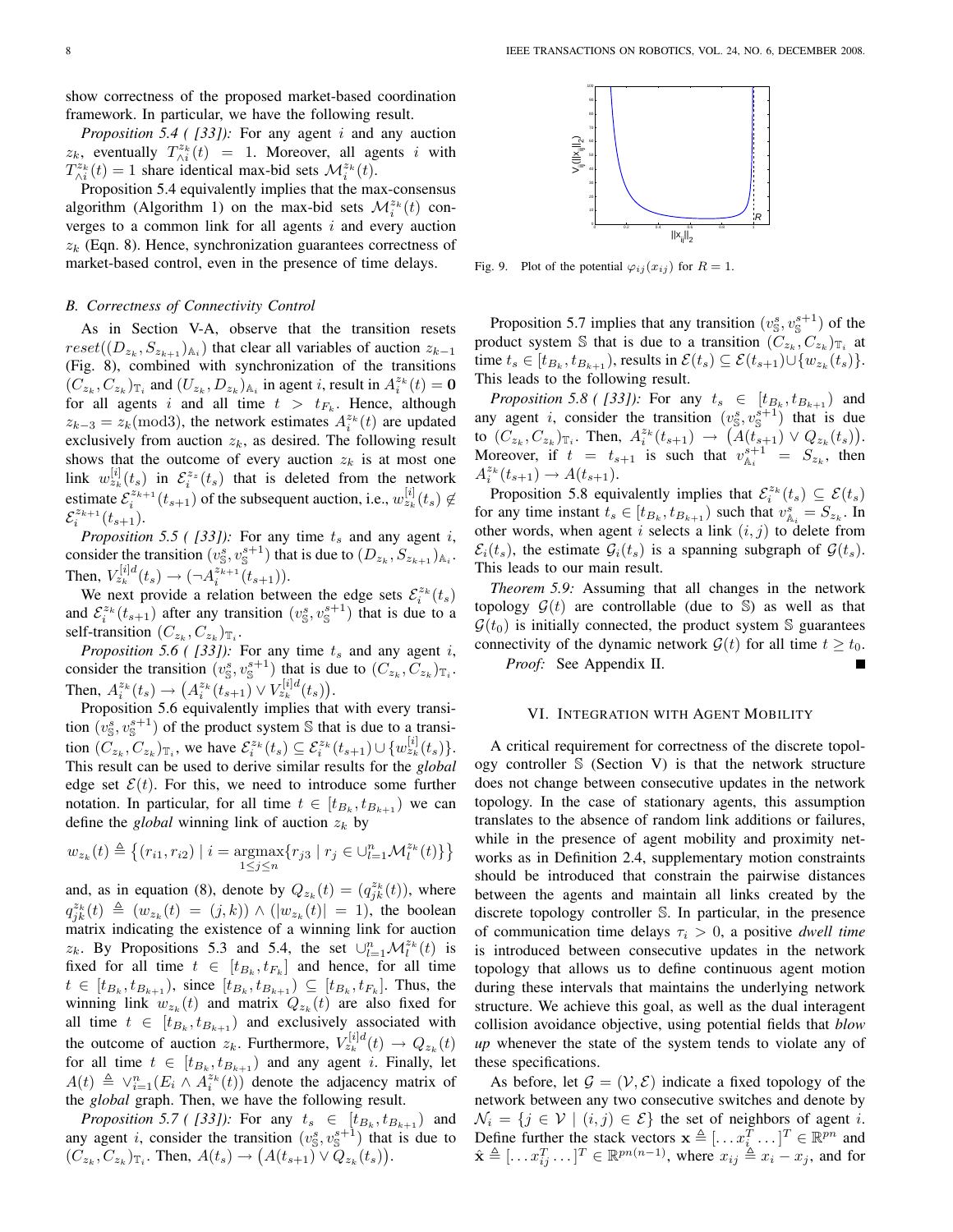show correctness of the proposed market-based coordination framework. In particular, we have the following result.

*Proposition 5.4 ( [33]):* For any agent $i$ and any auction $z_k$, eventually $T^{z_k}_{\wedge i}(t) = 1$. Moreover, all agents $i$ with $T^{z_k}_{\wedge i}(t) = 1$ share identical max-bid sets $\mathcal{M}^{z_k}_i(t)$.

Proposition 5.4 equivalently implies that the max-consensus algorithm (Algorithm 1) on the max-bid sets $\mathcal{M}^{z_k}_i(t)$ converges to a common link for all agents $i$ and every auction $z_k$ (Eqn. 8). Hence, synchronization guarantees correctness of market-based control, even in the presence of time delays.

### B. Correctness of Connectivity Control

As in Section V-A, observe that the transition resets $reset((D_{z_k}, S_{z_{k+1}})_{\mathbb{A}_i})$ that clear all variables of auction $z_{k-1}$ (Fig. 8), combined with synchronization of the transitions $(C_{z_k}, C_{z_k})_{\mathbb{T}_i}$ and $(U_{z_k}, D_{z_k})_{\mathbb{A}_i}$ in agent $i$, result in $A^{z_k}_i(t) = \mathbf{0}$ for all agents $i$ and all time $t > t_{F_k}$. Hence, although $z_{k-3} = z_k (\text{mod} 3)$, the network estimates $A^{z_k}_i(t)$ are updated exclusively from auction $z_k$, as desired. The following result shows that the outcome of every auction $z_k$ is at most one link $w^{[i]}_{z_k}(t_s)$ in $\mathcal{E}^{z_z}_i(t_s)$ that is deleted from the network estimate $\mathcal{E}^{z_{k+1}}_i(t_{s+1})$ of the subsequent auction, i.e., $w^{[i]}_{z_k}(t_s) \notin \mathcal{E}^{z_{k+1}}_i(t_{s+1})$.

*Proposition 5.5 ( [33]):* For any time $t_s$ and any agent $i$, consider the transition $(v^s_{\mathbb{S}}, v^{s+1}_{\mathbb{S}})$ that is due to $(D_{z_k}, S_{z_{k+1}})_{\mathbb{A}_i}$. Then, $V^{[i]d}_{z_k}(t_s) \rightarrow (\neg A^{z_{k+1}}_i(t_{s+1}))$.

We next provide a relation between the edge sets $\mathcal{E}^{z_k}_i(t_s)$ and $\mathcal{E}^{z_k}_i(t_{s+1})$ after any transition $(v^s_{\mathbb{S}}, v^{s+1}_{\mathbb{S}})$ that is due to a self-transition $(C_{z_k}, C_{z_k})_{\mathbb{T}_i}$.

*Proposition 5.6 ( [33]):* For any time $t_s$ and any agent $i$, consider the transition $(v^s_{\mathbb{S}}, v^{s+1}_{\mathbb{S}})$ that is due to $(C_{z_k}, C_{z_k})_{\mathbb{T}_i}$. Then, $A^{z_k}_i(t_s) \rightarrow \left(A^{z_k}_i(t_{s+1}) \vee V^{[i]d}_{z_k}(t_s)\right)$.

Proposition 5.6 equivalently implies that with every transition $(v^s_{\mathbb{S}}, v^{s+1}_{\mathbb{S}})$ of the product system $\mathbb{S}$ that is due to a transition $(C_{z_k}, C_{z_k})_{\mathbb{T}_i}$, we have $\mathcal{E}^{z_k}_i(t_s) \subseteq \mathcal{E}^{z_k}_i(t_{s+1}) \cup \{w^{[i]}_{z_k}(t_s)\}$. This result can be used to derive similar results for the *global* edge set $\mathcal{E}(t)$. For this, we need to introduce some further notation. In particular, for all time $t \in [t_{B_k}, t_{B_{k+1}})$ we can define the *global* winning link of auction $z_k$ by

$$w_{z_k}(t) \triangleq \left\{(r_{i1}, r_{i2}) \mid i = \underset{1 \leq j \leq n}{\operatorname{argmax}}\{r_{j3} \mid r_j \in \cup^n_{l=1} \mathcal{M}^{z_k}_l(t)\}\right\}$$

and, as in equation (8), denote by $Q_{z_k}(t) = (q^{z_k}_{jk}(t))$, where $q^{z_k}_{jk}(t) \triangleq (w_{z_k}(t) = (j,k)) \wedge (|w_{z_k}(t)| = 1)$, the boolean matrix indicating the existence of a winning link for auction $z_k$. By Propositions 5.3 and 5.4, the set $\cup^n_{l=1} \mathcal{M}^{z_k}_l(t)$ is fixed for all time $t \in [t_{B_k}, t_{F_k}]$ and hence, for all time $t \in [t_{B_k}, t_{B_{k+1}})$, since $[t_{B_k}, t_{B_{k+1}}) \subseteq [t_{B_k}, t_{F_k}]$. Thus, the winning link $w_{z_k}(t)$ and matrix $Q_{z_k}(t)$ are also fixed for all time $t \in [t_{B_k}, t_{B_{k+1}})$ and exclusively associated with the outcome of auction $z_k$. Furthermore, $V^{[i]d}_{z_k}(t) \rightarrow Q_{z_k}(t)$ for all time $t \in [t_{B_k}, t_{B_{k+1}})$ and any agent $i$. Finally, let $A(t) \triangleq \vee^n_{i=1}(E_i \wedge A^{z_k}_i(t))$ denote the adjacency matrix of the *global* graph. Then, we have the following result.

*Proposition 5.7 ( [33]):* For any $t_s \in [t_{B_k}, t_{B_{k+1}})$ and any agent $i$, consider the transition $(v^s_{\mathbb{S}}, v^{s+1}_{\mathbb{S}})$ that is due to $(C_{z_k}, C_{z_k})_{\mathbb{T}_i}$. Then, $A(t_s) \rightarrow \left(A(t_{s+1}) \vee Q_{z_k}(t_s)\right)$.

Fig. 9. Plot of the potential $\varphi_{ij}(x_{ij})$ for $R = 1$.

Proposition 5.7 implies that any transition $(v^s_{\mathbb{S}}, v^{s+1}_{\mathbb{S}})$ of the product system $\mathbb{S}$ that is due to a transition $(C_{z_k}, C_{z_k})_{\mathbb{T}_i}$ at time $t_s \in [t_{B_k}, t_{B_{k+1}})$, results in $\mathcal{E}(t_s) \subseteq \mathcal{E}(t_{s+1}) \cup \{w_{z_k}(t_s)\}$. This leads to the following result.

*Proposition 5.8 ( [33]):* For any $t_s \in [t_{B_k}, t_{B_{k+1}})$ and any agent $i$, consider the transition $(v^s_{\mathbb{S}}, v^{s+1}_{\mathbb{S}})$ that is due to $(C_{z_k}, C_{z_k})_{\mathbb{T}_i}$. Then, $A^{z_k}_i(t_{s+1}) \rightarrow \left(A(t_{s+1}) \vee Q_{z_k}(t_s)\right)$. Moreover, if $t = t_{s+1}$ is such that $v^{s+1}_{\mathbb{A}_i} = S_{z_k}$, then $A^{z_k}_i(t_{s+1}) \rightarrow A(t_{s+1})$.

Proposition 5.8 equivalently implies that $\mathcal{E}^{z_k}_i(t_s) \subseteq \mathcal{E}(t_s)$ for any time instant $t_s \in [t_{B_k}, t_{B_{k+1}})$ such that $v^s_{\mathbb{A}_i} = S_{z_k}$. In other words, when agent $i$ selects a link $(i,j)$ to delete from $\mathcal{E}_i(t_s)$, the estimate $\mathcal{G}_i(t_s)$ is a spanning subgraph of $\mathcal{G}(t_s)$. This leads to our main result.

*Theorem 5.9:* Assuming that all changes in the network topology $\mathcal{G}(t)$ are controllable (due to $\mathbb{S}$) as well as that $\mathcal{G}(t_0)$ is initially connected, the product system $\mathbb{S}$ guarantees connectivity of the dynamic network $\mathcal{G}(t)$ for all time $t \geq t_0$.

*Proof:* See Appendix II. ■

## VI. Integration with Agent Mobility

A critical requirement for correctness of the discrete topology controller $\mathbb{S}$ (Section V) is that the network structure does not change between consecutive updates in the network topology. In the case of stationary agents, this assumption translates to the absence of random link additions or failures, while in the presence of agent mobility and proximity networks as in Definition 2.4, supplementary motion constraints should be introduced that constrain the pairwise distances between the agents and maintain all links created by the discrete topology controller $\mathbb{S}$. In particular, in the presence of communication time delays $\tau_i > 0$, a positive *dwell time* is introduced between consecutive updates in the network topology that allows us to define continuous agent motion during these intervals that maintains the underlying network structure. We achieve this goal, as well as the dual interagent collision avoidance objective, using potential fields that *blow up* whenever the state of the system tends to violate any of these specifications.

As before, let $\mathcal{G} = (\mathcal{V}, \mathcal{E})$ indicate a fixed topology of the network between any two consecutive switches and denote by $\mathcal{N}_i = \{j \in \mathcal{V} \mid (i,j) \in \mathcal{E}\}$ the set of neighbors of agent $i$. Define further the stack vectors $\mathbf{x} \triangleq [\dots x^T_i \dots]^T \in \mathbb{R}^{pn}$ and $\hat{\mathbf{x}} \triangleq [\dots x^T_{ij} \dots]^T \in \mathbb{R}^{pn(n-1)}$, where $x_{ij} \triangleq x_i - x_j$, and for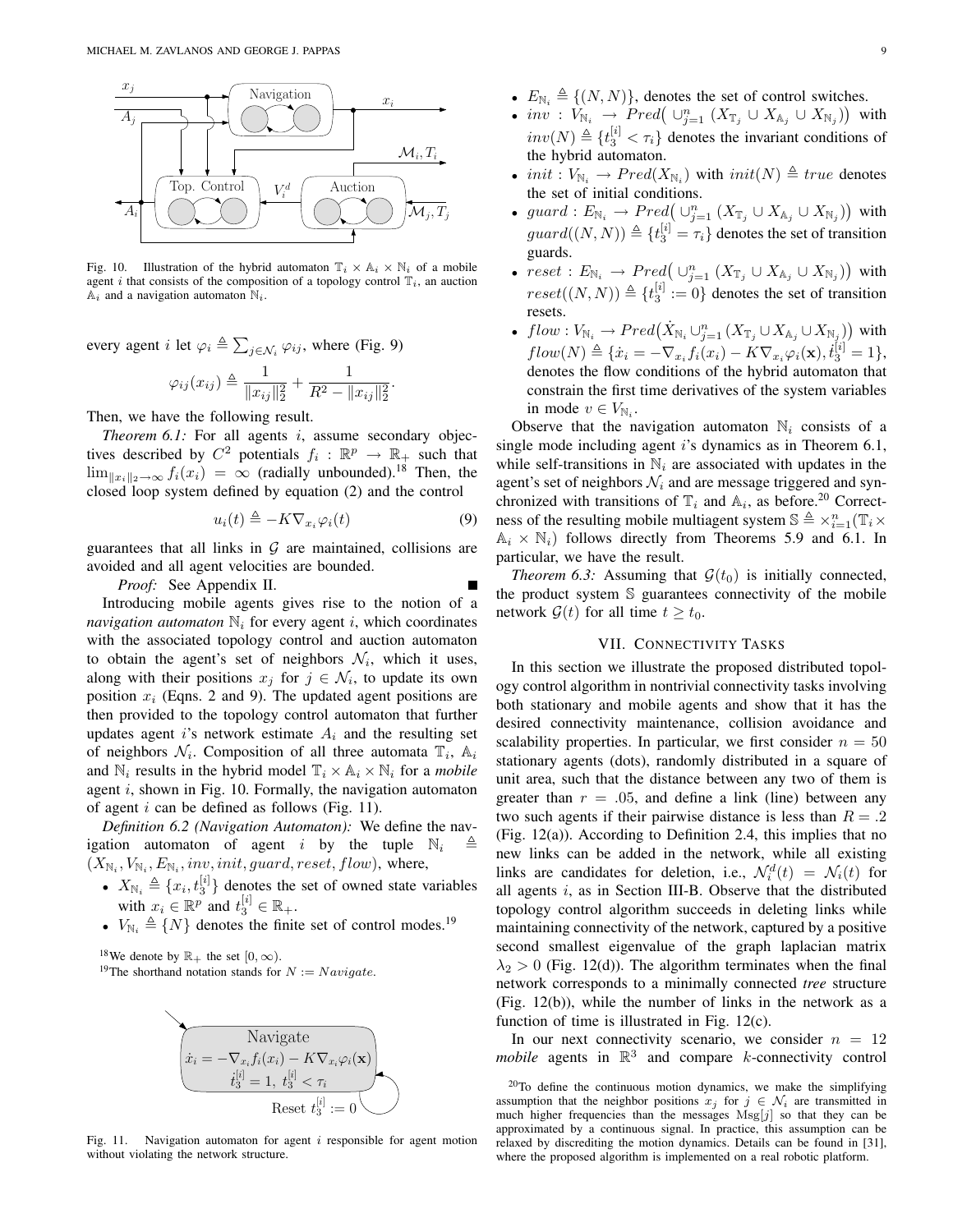Fig. 10. Illustration of the hybrid automaton $\mathbb{T}_i \times \mathbb{A}_i \times \mathbb{N}_i$ of a mobile agent $i$ that consists of the composition of a topology control $\mathbb{T}_i$, an auction $\mathbb{A}_i$ and a navigation automaton $\mathbb{N}_i$.

every agent $i$ let $\varphi_i \triangleq \sum_{j\in\mathcal{N}_i} \varphi_{ij}$, where (Fig. 9)

$$\varphi_{ij}(x_{ij}) \triangleq \frac{1}{\|x_{ij}\|_2^2} + \frac{1}{R^2 - \|x_{ij}\|_2^2}.$$

Then, we have the following result.

*Theorem 6.1:* For all agents $i$, assume secondary objectives described by $C^2$ potentials $f_i : \mathbb{R}^p \to \mathbb{R}_+$ such that $\lim_{\|x_i\|_2\to\infty} f_i(x_i) = \infty$ (radially unbounded).[18] Then, the closed loop system defined by equation (2) and the control

$$u_i(t) \triangleq -K\nabla_{x_i}\varphi_i(t) \tag{9}$$

guarantees that all links in $\mathcal{G}$ are maintained, collisions are avoided and all agent velocities are bounded. ■

*Proof:* See Appendix II.

Introducing mobile agents gives rise to the notion of a *navigation automaton* $\mathbb{N}_i$ for every agent $i$, which coordinates with the associated topology control and auction automaton to obtain the agent's set of neighbors $\mathcal{N}_i$, which it uses, along with their positions $x_j$ for $j \in \mathcal{N}_i$, to update its own position $x_i$ (Eqns. 2 and 9). The updated agent positions are then provided to the topology control automaton that further updates agent $i$'s network estimate $A_i$ and the resulting set of neighbors $\mathcal{N}_i$. Composition of all three automata $\mathbb{T}_i$, $\mathbb{A}_i$ and $\mathbb{N}_i$ results in the hybrid model $\mathbb{T}_i \times \mathbb{A}_i \times \mathbb{N}_i$ for a *mobile* agent $i$, shown in Fig. 10. Formally, the navigation automaton of agent $i$ can be defined as follows (Fig. 11).

*Definition 6.2 (Navigation Automaton):* We define the navigation automaton of agent $i$ by the tuple $\mathbb{N}_i \triangleq (X_{\mathbb{N}_i}, V_{\mathbb{N}_i}, E_{\mathbb{N}_i}, inv, init, guard, reset, flow)$, where,

- $X_{\mathbb{N}_i} \triangleq \{x_i, t_3^{[i]}\}$ denotes the set of owned state variables with $x_i \in \mathbb{R}^p$ and $t_3^{[i]} \in \mathbb{R}_+$.
- $V_{\mathbb{N}_i} \triangleq \{N\}$ denotes the finite set of control modes.[19]
- $E_{\mathbb{N}_i} \triangleq \{(N,N)\}$, denotes the set of control switches.
- $inv : V_{\mathbb{N}_i} \to Pred\big(\cup_{j=1}^n (X_{\mathbb{T}_j} \cup X_{\mathbb{A}_j} \cup X_{\mathbb{N}_j})\big)$ with $inv(N) \triangleq \{t_3^{[i]} < \tau_i\}$ denotes the invariant conditions of the hybrid automaton.
- $init : V_{\mathbb{N}_i} \to Pred(X_{\mathbb{N}_i})$ with $init(N) \triangleq true$ denotes the set of initial conditions.
- $guard : E_{\mathbb{N}_i} \to Pred\big(\cup_{j=1}^n (X_{\mathbb{T}_j} \cup X_{\mathbb{A}_j} \cup X_{\mathbb{N}_j})\big)$ with $guard((N,N)) \triangleq \{t_3^{[i]} = \tau_i\}$ denotes the set of transition guards.
- $reset : E_{\mathbb{N}_i} \to Pred\big(\cup_{j=1}^n (X_{\mathbb{T}_j} \cup X_{\mathbb{A}_j} \cup X_{\mathbb{N}_j})\big)$ with $reset((N,N)) \triangleq \{t_3^{[i]} := 0\}$ denotes the set of transition resets.
- $flow : V_{\mathbb{N}_i} \to Pred\big(\dot{X}_{\mathbb{N}_i} \cup_{j=1}^n (X_{\mathbb{T}_j} \cup X_{\mathbb{A}_j} \cup X_{\mathbb{N}_j})\big)$ with $flow(N) \triangleq \{\dot{x}_i = -\nabla_{x_i} f_i(x_i) - K\nabla_{x_i}\varphi_i(\mathbf{x}), \dot{t}_3^{[i]} = 1\}$, denotes the flow conditions of the hybrid automaton that constrain the first time derivatives of the system variables in mode $v \in V_{\mathbb{N}_i}$.

Observe that the navigation automaton $\mathbb{N}_i$ consists of a single mode including agent $i$'s dynamics as in Theorem 6.1, while self-transitions in $\mathbb{N}_i$ are associated with updates in the agent's set of neighbors $\mathcal{N}_i$ and are message triggered and synchronized with transitions of $\mathbb{T}_i$ and $\mathbb{A}_i$, as before.[20] Correctness of the resulting mobile multiagent system $\mathbb{S} \triangleq \times_{i=1}^n (\mathbb{T}_i \times \mathbb{A}_i \times \mathbb{N}_i)$ follows directly from Theorems 5.9 and 6.1. In particular, we have the result.

*Theorem 6.3:* Assuming that $\mathcal{G}(t_0)$ is initially connected, the product system $\mathbb{S}$ guarantees connectivity of the mobile network $\mathcal{G}(t)$ for all time $t \geq t_0$.

## VII. Connectivity Tasks

In this section we illustrate the proposed distributed topology control algorithm in nontrivial connectivity tasks involving both stationary and mobile agents and show that it has the desired connectivity maintenance, collision avoidance and scalability properties. In particular, we first consider $n = 50$ stationary agents (dots), randomly distributed in a square of unit area, such that the distance between any two of them is greater than $r = .05$, and define a link (line) between any two such agents if their pairwise distance is less than $R = .2$ (Fig. 12(a)). According to Definition 2.4, this implies that no new links can be added in the network, while all existing links are candidates for deletion, i.e., $\mathcal{N}_i^d(t) = \mathcal{N}_i(t)$ for all agents $i$, as in Section III-B. Observe that the distributed topology control algorithm succeeds in deleting links while maintaining connectivity of the network, captured by a positive second smallest eigenvalue of the graph laplacian matrix $\lambda_2 > 0$ (Fig. 12(d)). The algorithm terminates when the final network corresponds to a minimally connected *tree* structure (Fig. 12(b)), while the number of links in the network as a function of time is illustrated in Fig. 12(c).

In our next connectivity scenario, we consider $n = 12$ *mobile* agents in $\mathbb{R}^3$ and compare $k$-connectivity control

Fig. 11. Navigation automaton for agent $i$ responsible for agent motion without violating the network structure.

[18] We denote by $\mathbb{R}_+$ the set $[0, \infty)$.

[19] The shorthand notation stands for $N := Navigate$.

[20] To define the continuous motion dynamics, we make the simplifying assumption that the neighbor positions $x_j$ for $j \in \mathcal{N}_i$ are transmitted in much higher frequencies than the messages $\text{Msg}[j]$ so that they can be approximated by a continuous signal. In practice, this assumption can be relaxed by discrediting the motion dynamics. Details can be found in [31], where the proposed algorithm is implemented on a real robotic platform.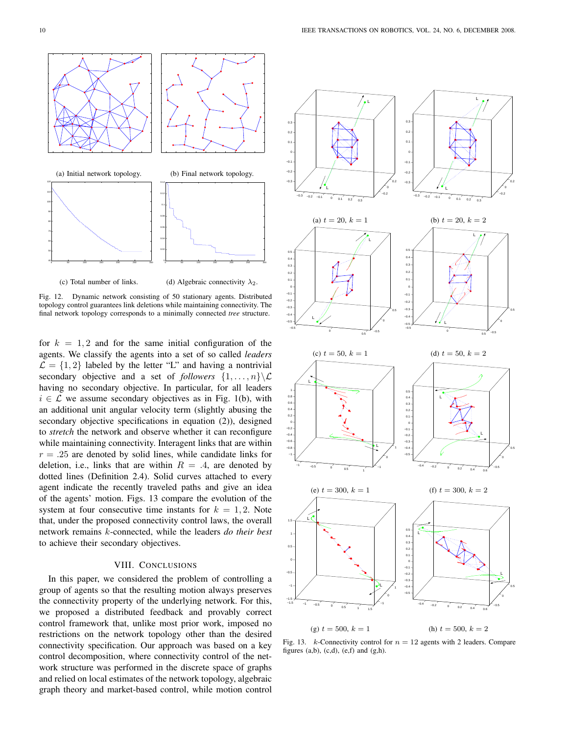(a) Initial network topology.

(b) Final network topology.

(c) Total number of links.

(d) Algebraic connectivity $\lambda_2$.

Fig. 12. Dynamic network consisting of 50 stationary agents. Distributed topology control guarantees link deletions while maintaining connectivity. The final network topology corresponds to a minimally connected *tree* structure.

for $k = 1, 2$ and for the same initial configuration of the agents. We classify the agents into a set of so called *leaders* $\mathcal{L} = \{1, 2\}$ labeled by the letter "L" and having a nontrivial secondary objective and a set of *followers* $\{1, \ldots, n\} \backslash \mathcal{L}$ having no secondary objective. In particular, for all leaders $i \in \mathcal{L}$ we assume secondary objectives as in Fig. 1(b), with an additional unit angular velocity term (slightly abusing the secondary objective specifications in equation (2)), designed to *stretch* the network and observe whether it can reconfigure while maintaining connectivity. Interagent links that are within $r = .25$ are denoted by solid lines, while candidate links for deletion, i.e., links that are within $R = .4$, are denoted by dotted lines (Definition 2.4). Solid curves attached to every agent indicate the recently traveled paths and give an idea of the agents' motion. Figs. 13 compare the evolution of the system at four consecutive time instants for $k = 1, 2$. Note that, under the proposed connectivity control laws, the overall network remains $k$-connected, while the leaders *do their best* to achieve their secondary objectives.

## VIII. Conclusions

In this paper, we considered the problem of controlling a group of agents so that the resulting motion always preserves the connectivity property of the underlying network. For this, we proposed a distributed feedback and provably correct control framework that, unlike most prior work, imposed no restrictions on the network topology other than the desired connectivity specification. Our approach was based on a key control decomposition, where connectivity control of the network structure was performed in the discrete space of graphs and relied on local estimates of the network topology, algebraic graph theory and market-based control, while motion control

(a) $t = 20$, $k = 1$

(b) $t = 20$, $k = 2$

(c) $t = 50$, $k = 1$

(d) $t = 50$, $k = 2$

(e) $t = 300$, $k = 1$

(f) $t = 300$, $k = 2$

(g) $t = 500$, $k = 1$

(h) $t = 500$, $k = 2$

Fig. 13. $k$-Connectivity control for $n = 12$ agents with 2 leaders. Compare figures (a,b), (c,d), (e,f) and (g,h).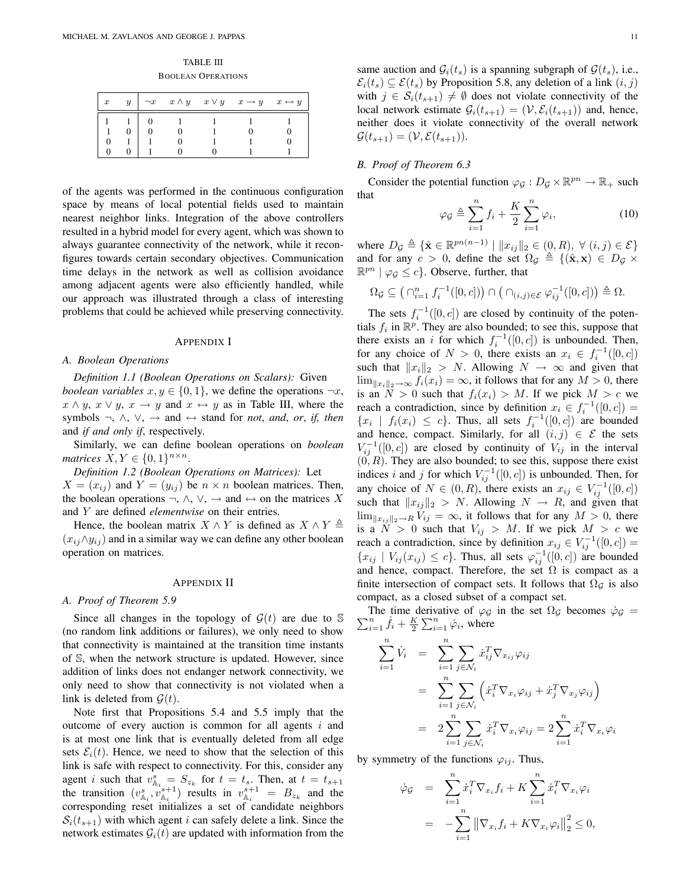TABLE III

BOOLEAN OPERATIONS

| $x$ | $y$ | $\neg x$ | $x \wedge y$ | $x \vee y$ | $x \rightarrow y$ | $x \leftrightarrow y$ |
|---|---|---|---|---|---|---|
| 1 | 1 | 0 | 1 | 1 | 1 | 1 |
| 1 | 0 | 0 | 0 | 1 | 0 | 0 |
| 0 | 1 | 1 | 0 | 1 | 1 | 0 |
| 0 | 0 | 1 | 0 | 0 | 1 | 1 |

of the agents was performed in the continuous configuration space by means of local potential fields used to maintain nearest neighbor links. Integration of the above controllers resulted in a hybrid model for every agent, which was shown to always guarantee connectivity of the network, while it reconfigures towards certain secondary objectives. Communication time delays in the network as well as collision avoidance among adjacent agents were also efficiently handled, while our approach was illustrated through a class of interesting problems that could be achieved while preserving connectivity.

## APPENDIX I

### A. Boolean Operations

*Definition 1.1 (Boolean Operations on Scalars):* Given *boolean variables* $x, y \in \{0, 1\}$, we define the operations $\neg x$, $x \wedge y$, $x \vee y$, $x \rightarrow y$ and $x \leftrightarrow y$ as in Table III, where the symbols $\neg$, $\wedge$, $\vee$, $\rightarrow$ and $\leftrightarrow$ stand for *not*, *and*, *or*, *if, then* and *if and only if*, respectively.

Similarly, we can define boolean operations on *boolean matrices* $X, Y \in \{0, 1\}^{n\times n}$.

*Definition 1.2 (Boolean Operations on Matrices):* Let $X = (x_{ij})$ and $Y = (y_{ij})$ be $n \times n$ boolean matrices. Then, the boolean operations $\neg$, $\wedge$, $\vee$, $\rightarrow$ and $\leftrightarrow$ on the matrices $X$ and $Y$ are defined *elementwise* on their entries.

Hence, the boolean matrix $X \wedge Y$ is defined as $X \wedge Y \triangleq (x_{ij} \wedge y_{ij})$ and in a similar way we can define any other boolean operation on matrices.

## APPENDIX II

### A. Proof of Theorem 5.9

Since all changes in the topology of $\mathcal{G}(t)$ are due to $\mathbb{S}$ (no random link additions or failures), we only need to show that connectivity is maintained at the transition time instants of $\mathbb{S}$, when the network structure is updated. However, since addition of links does not endanger network connectivity, we only need to show that connectivity is not violated when a link is deleted from $\mathcal{G}(t)$.

Note first that Propositions 5.4 and 5.5 imply that the outcome of every auction is common for all agents $i$ and is at most one link that is eventually deleted from all edge sets $\mathcal{E}_i(t)$. Hence, we need to show that the selection of this link is safe with respect to connectivity. For this, consider any agent $i$ such that $v^s_{\mathbb{A}_i} = S_{z_k}$ for $t = t_s$. Then, at $t = t_{s+1}$ the transition $(v^s_{\mathbb{A}_i}, v^{s+1}_{\mathbb{A}_i})$ results in $v^{s+1}_{\mathbb{A}_i} = B_{z_k}$ and the corresponding reset initializes a set of candidate neighbors $\mathcal{S}_i(t_{s+1})$ with which agent $i$ can safely delete a link. Since the network estimates $\mathcal{G}_i(t)$ are updated with information from the same auction and $\mathcal{G}_i(t_s)$ is a spanning subgraph of $\mathcal{G}(t_s)$, i.e., $\mathcal{E}_i(t_s) \subseteq \mathcal{E}(t_s)$ by Proposition 5.8, any deletion of a link $(i, j)$ with $j \in \mathcal{S}_i(t_{s+1}) \neq \emptyset$ does not violate connectivity of the local network estimate $\mathcal{G}_i(t_{s+1}) = (\mathcal{V}, \mathcal{E}_i(t_{s+1}))$ and, hence, neither does it violate connectivity of the overall network $\mathcal{G}(t_{s+1}) = (\mathcal{V}, \mathcal{E}(t_{s+1}))$.

### B. Proof of Theorem 6.3

Consider the potential function $\varphi_{\mathcal{G}} : D_{\mathcal{G}} \times \mathbb{R}^{pn} \rightarrow \mathbb{R}_+$ such that

$$\varphi_{\mathcal{G}} \triangleq \sum_{i=1}^{n} f_i + \frac{K}{2}\sum_{i=1}^{n} \varphi_i, \tag{10}$$

where $D_{\mathcal{G}} \triangleq \{\hat{\mathbf{x}} \in \mathbb{R}^{pn(n-1)} \mid \|x_{ij}\|_2 \in (0, R),\ \forall\ (i, j) \in \mathcal{E}\}$ and for any $c > 0$, define the set $\Omega_{\mathcal{G}} \triangleq \{(\hat{\mathbf{x}}, \mathbf{x}) \in D_{\mathcal{G}} \times \mathbb{R}^{pn} \mid \varphi_{\mathcal{G}} \leq c\}$. Observe, further, that

$$\Omega_{\mathcal{G}} \subseteq \left(\cap_{i=1}^{n} f_i^{-1}([0, c])\right) \cap \left(\cap_{(i,j)\in\mathcal{E}} \varphi_{ij}^{-1}([0, c])\right) \triangleq \Omega.$$

The sets $f_i^{-1}([0, c])$ are closed by continuity of the potentials $f_i$ in $\mathbb{R}^p$. They are also bounded; to see this, suppose that there exists an $i$ for which $f_i^{-1}([0, c])$ is unbounded. Then, for any choice of $N > 0$, there exists an $x_i \in f_i^{-1}([0, c])$ such that $\|x_i\|_2 > N$. Allowing $N \rightarrow \infty$ and given that $\lim_{\|x_i\|_2\rightarrow\infty} f_i(x_i) = \infty$, it follows that for any $M > 0$, there is an $N > 0$ such that $f_i(x_i) > M$. If we pick $M > c$ we reach a contradiction, since by definition $x_i \in f_i^{-1}([0, c]) = \{x_i \mid f_i(x_i) \leq c\}$. Thus, all sets $f_i^{-1}([0, c])$ are bounded and hence, compact. Similarly, for all $(i, j) \in \mathcal{E}$ the sets $V_{ij}^{-1}([0, c])$ are closed by continuity of $V_{ij}$ in the interval $(0, R)$. They are also bounded; to see this, suppose there exist indices $i$ and $j$ for which $V_{ij}^{-1}([0, c])$ is unbounded. Then, for any choice of $N \in (0, R)$, there exists an $x_{ij} \in V_{ij}^{-1}([0, c])$ such that $\|x_{ij}\|_2 > N$. Allowing $N \rightarrow R$, and given that $\lim_{\|x_{ij}\|_2\rightarrow R} V_{ij} = \infty$, it follows that for any $M > 0$, there is a $N > 0$ such that $V_{ij} > M$. If we pick $M > c$ we reach a contradiction, since by definition $x_{ij} \in V_{ij}^{-1}([0, c]) = \{x_{ij} \mid V_{ij}(x_{ij}) \leq c\}$. Thus, all sets $\varphi_{ij}^{-1}([0, c])$ are bounded and hence, compact. Therefore, the set $\Omega$ is compact as a finite intersection of compact sets. It follows that $\Omega_{\mathcal{G}}$ is also compact, as a closed subset of a compact set.

The time derivative of $\varphi_{\mathcal{G}}$ in the set $\Omega_{\mathcal{G}}$ becomes $\dot{\varphi}_{\mathcal{G}} = \sum_{i=1}^{n} \dot{f}_i + \frac{K}{2}\sum_{i=1}^{n} \dot{\varphi}_i$, where

$$\begin{aligned}
\sum_{i=1}^{n} \dot{V}_i &= \sum_{i=1}^{n}\sum_{j\in\mathcal{N}_i} \dot{x}_{ij}^T \nabla_{x_{ij}}\varphi_{ij} \\
&= \sum_{i=1}^{n}\sum_{j\in\mathcal{N}_i} \left(\dot{x}_i^T \nabla_{x_i}\varphi_{ij} + \dot{x}_j^T \nabla_{x_j}\varphi_{ij}\right) \\
&= 2\sum_{i=1}^{n}\sum_{j\in\mathcal{N}_i} \dot{x}_i^T \nabla_{x_i}\varphi_{ij} = 2\sum_{i=1}^{n} \dot{x}_i^T \nabla_{x_i}\varphi_i
\end{aligned}$$

by symmetry of the functions $\varphi_{ij}$. Thus,

$$\begin{aligned}
\dot{\varphi}_{\mathcal{G}} &= \sum_{i=1}^{n} \dot{x}_i^T \nabla_{x_i} f_i + K\sum_{i=1}^{n} \dot{x}_i^T \nabla_{x_i}\varphi_i \\
&= -\sum_{i=1}^{n} \left\|\nabla_{x_i} f_i + K\nabla_{x_i}\varphi_i\right\|_2^2 \leq 0,
\end{aligned}$$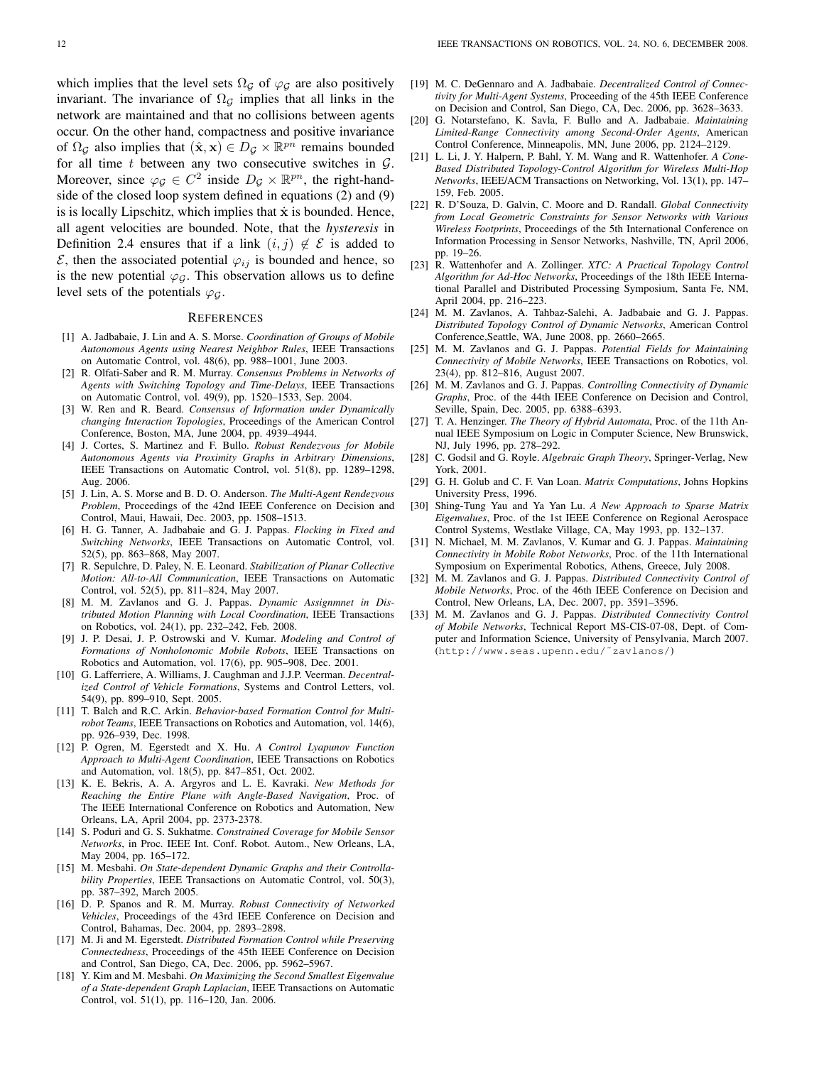which implies that the level sets $\Omega_{\mathcal{G}}$ of $\varphi_{\mathcal{G}}$ are also positively invariant. The invariance of $\Omega_{\mathcal{G}}$ implies that all links in the network are maintained and that no collisions between agents occur. On the other hand, compactness and positive invariance of $\Omega_{\mathcal{G}}$ also implies that $(\hat{\mathbf{x}}, \mathbf{x}) \in D_{\mathcal{G}} \times \mathbb{R}^{pn}$ remains bounded for all time $t$ between any two consecutive switches in $\mathcal{G}$. Moreover, since $\varphi_{\mathcal{G}} \in C^2$ inside $D_{\mathcal{G}} \times \mathbb{R}^{pn}$, the right-hand-side of the closed loop system defined in equations (2) and (9) is is locally Lipschitz, which implies that $\dot{\mathbf{x}}$ is bounded. Hence, all agent velocities are bounded. Note, that the *hysteresis* in Definition 2.4 ensures that if a link $(i, j) \notin \mathcal{E}$ is added to $\mathcal{E}$, then the associated potential $\varphi_{ij}$ is bounded and hence, so is the new potential $\varphi_{\mathcal{G}}$. This observation allows us to define level sets of the potentials $\varphi_{\mathcal{G}}$.

## REFERENCES

[1] A. Jadbabaie, J. Lin and A. S. Morse. *Coordination of Groups of Mobile Autonomous Agents using Nearest Neighbor Rules*, IEEE Transactions on Automatic Control, vol. 48(6), pp. 988–1001, June 2003.

[2] R. Olfati-Saber and R. M. Murray. *Consensus Problems in Networks of Agents with Switching Topology and Time-Delays*, IEEE Transactions on Automatic Control, vol. 49(9), pp. 1520–1533, Sep. 2004.

[3] W. Ren and R. Beard. *Consensus of Information under Dynamically changing Interaction Topologies*, Proceedings of the American Control Conference, Boston, MA, June 2004, pp. 4939–4944.

[4] J. Cortes, S. Martinez and F. Bullo. *Robust Rendezvous for Mobile Autonomous Agents via Proximity Graphs in Arbitrary Dimensions*, IEEE Transactions on Automatic Control, vol. 51(8), pp. 1289–1298, Aug. 2006.

[5] J. Lin, A. S. Morse and B. D. O. Anderson. *The Multi-Agent Rendezvous Problem*, Proceedings of the 42nd IEEE Conference on Decision and Control, Maui, Hawaii, Dec. 2003, pp. 1508–1513.

[6] H. G. Tanner, A. Jadbabaie and G. J. Pappas. *Flocking in Fixed and Switching Networks*, IEEE Transactions on Automatic Control, vol. 52(5), pp. 863–868, May 2007.

[7] R. Sepulchre, D. Paley, N. E. Leonard. *Stabilization of Planar Collective Motion: All-to-All Communication*, IEEE Transactions on Automatic Control, vol. 52(5), pp. 811–824, May 2007.

[8] M. M. Zavlanos and G. J. Pappas. *Dynamic Assignmnet in Distributed Motion Planning with Local Coordination*, IEEE Transactions on Robotics, vol. 24(1), pp. 232–242, Feb. 2008.

[9] J. P. Desai, J. P. Ostrowski and V. Kumar. *Modeling and Control of Formations of Nonholonomic Mobile Robots*, IEEE Transactions on Robotics and Automation, vol. 17(6), pp. 905–908, Dec. 2001.

[10] G. Lafferriere, A. Williams, J. Caughman and J.J.P. Veerman. *Decentralized Control of Vehicle Formations*, Systems and Control Letters, vol. 54(9), pp. 899–910, Sept. 2005.

[11] T. Balch and R.C. Arkin. *Behavior-based Formation Control for Multi-robot Teams*, IEEE Transactions on Robotics and Automation, vol. 14(6), pp. 926–939, Dec. 1998.

[12] P. Ogren, M. Egerstedt and X. Hu. *A Control Lyapunov Function Approach to Multi-Agent Coordination*, IEEE Transactions on Robotics and Automation, vol. 18(5), pp. 847–851, Oct. 2002.

[13] K. E. Bekris, A. A. Argyros and L. E. Kavraki. *New Methods for Reaching the Entire Plane with Angle-Based Navigation*, Proc. of The IEEE International Conference on Robotics and Automation, New Orleans, LA, April 2004, pp. 2373-2378.

[14] S. Poduri and G. S. Sukhatme. *Constrained Coverage for Mobile Sensor Networks*, in Proc. IEEE Int. Conf. Robot. Autom., New Orleans, LA, May 2004, pp. 165–172.

[15] M. Mesbahi. *On State-dependent Dynamic Graphs and their Controllability Properties*, IEEE Transactions on Automatic Control, vol. 50(3), pp. 387–392, March 2005.

[16] D. P. Spanos and R. M. Murray. *Robust Connectivity of Networked Vehicles*, Proceedings of the 43rd IEEE Conference on Decision and Control, Bahamas, Dec. 2004, pp. 2893–2898.

[17] M. Ji and M. Egerstedt. *Distributed Formation Control while Preserving Connectedness*, Proceedings of the 45th IEEE Conference on Decision and Control, San Diego, CA, Dec. 2006, pp. 5962–5967.

[18] Y. Kim and M. Mesbahi. *On Maximizing the Second Smallest Eigenvalue of a State-dependent Graph Laplacian*, IEEE Transactions on Automatic Control, vol. 51(1), pp. 116–120, Jan. 2006.

[19] M. C. DeGennaro and A. Jadbabaie. *Decentralized Control of Connectivity for Multi-Agent Systems*, Proceeding of the 45th IEEE Conference on Decision and Control, San Diego, CA, Dec. 2006, pp. 3628–3633.

[20] G. Notarstefano, K. Savla, F. Bullo and A. Jadbabaie. *Maintaining Limited-Range Connectivity among Second-Order Agents*, American Control Conference, Minneapolis, MN, June 2006, pp. 2124–2129.

[21] L. Li, J. Y. Halpern, P. Bahl, Y. M. Wang and R. Wattenhofer. *A Cone-Based Distributed Topology-Control Algorithm for Wireless Multi-Hop Networks*, IEEE/ACM Transactions on Networking, Vol. 13(1), pp. 147–159, Feb. 2005.

[22] R. D'Souza, D. Galvin, C. Moore and D. Randall. *Global Connectivity from Local Geometric Constraints for Sensor Networks with Various Wireless Footprints*, Proceedings of the 5th International Conference on Information Processing in Sensor Networks, Nashville, TN, April 2006, pp. 19–26.

[23] R. Wattenhofer and A. Zollinger. *XTC: A Practical Topology Control Algorithm for Ad-Hoc Networks*, Proceedings of the 18th IEEE International Parallel and Distributed Processing Symposium, Santa Fe, NM, April 2004, pp. 216–223.

[24] M. M. Zavlanos, A. Tahbaz-Salehi, A. Jadbabaie and G. J. Pappas. *Distributed Topology Control of Dynamic Networks*, American Control Conference,Seattle, WA, June 2008, pp. 2660–2665.

[25] M. M. Zavlanos and G. J. Pappas. *Potential Fields for Maintaining Connectivity of Mobile Networks*, IEEE Transactions on Robotics, vol. 23(4), pp. 812–816, August 2007.

[26] M. M. Zavlanos and G. J. Pappas. *Controlling Connectivity of Dynamic Graphs*, Proc. of the 44th IEEE Conference on Decision and Control, Seville, Spain, Dec. 2005, pp. 6388–6393.

[27] T. A. Henzinger. *The Theory of Hybrid Automata*, Proc. of the 11th Annual IEEE Symposium on Logic in Computer Science, New Brunswick, NJ, July 1996, pp. 278–292.

[28] C. Godsil and G. Royle. *Algebraic Graph Theory*, Springer-Verlag, New York, 2001.

[29] G. H. Golub and C. F. Van Loan. *Matrix Computations*, Johns Hopkins University Press, 1996.

[30] Shing-Tung Yau and Ya Yan Lu. *A New Approach to Sparse Matrix Eigenvalues*, Proc. of the 1st IEEE Conference on Regional Aerospace Control Systems, Westlake Village, CA, May 1993, pp. 132–137.

[31] N. Michael, M. M. Zavlanos, V. Kumar and G. J. Pappas. *Maintaining Connectivity in Mobile Robot Networks*, Proc. of the 11th International Symposium on Experimental Robotics, Athens, Greece, July 2008.

[32] M. M. Zavlanos and G. J. Pappas. *Distributed Connectivity Control of Mobile Networks*, Proc. of the 46th IEEE Conference on Decision and Control, New Orleans, LA, Dec. 2007, pp. 3591–3596.

[33] M. M. Zavlanos and G. J. Pappas. *Distributed Connectivity Control of Mobile Networks*, Technical Report MS-CIS-07-08, Dept. of Computer and Information Science, University of Pensylvania, March 2007. (http://www.seas.upenn.edu/˜zavlanos/)